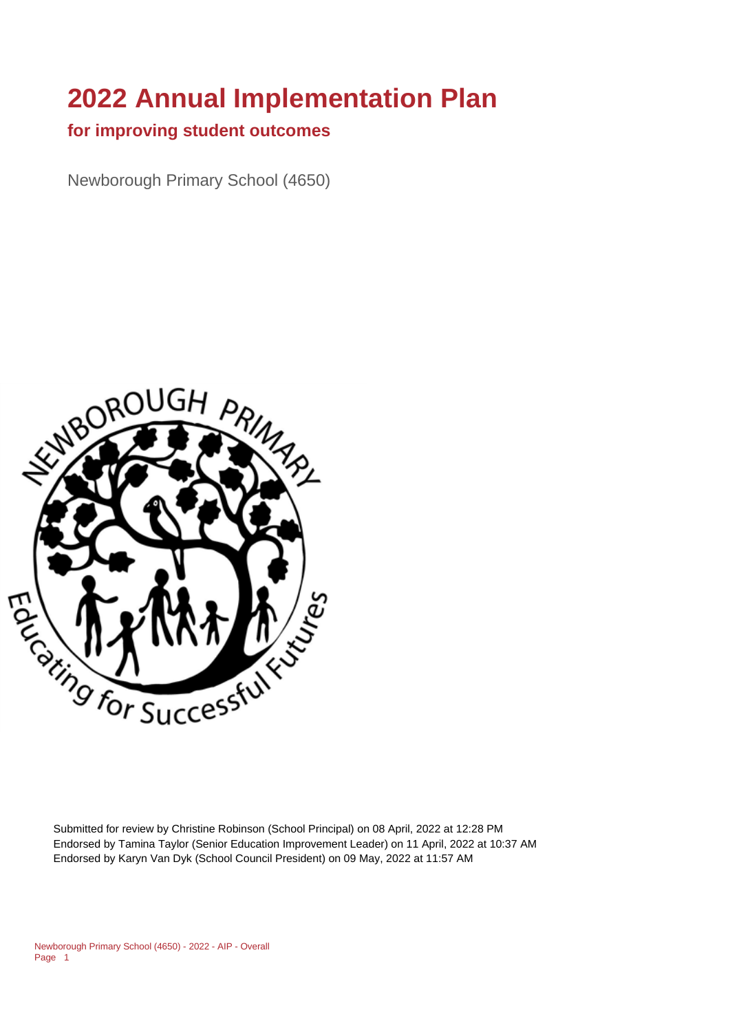# 2022 Annual Implementation Plan

## for improving student outcomes

Newborough Primary School (4650)

Submitted for review by Christine Robinson (School Principal) on 08 April, 2022 at 12:28 PM
Endorsed by Tamina Taylor (Senior Education Improvement Leader) on 11 April, 2022 at 10:37 AM
Endorsed by Karyn Van Dyk (School Council President) on 09 May, 2022 at 11:57 AM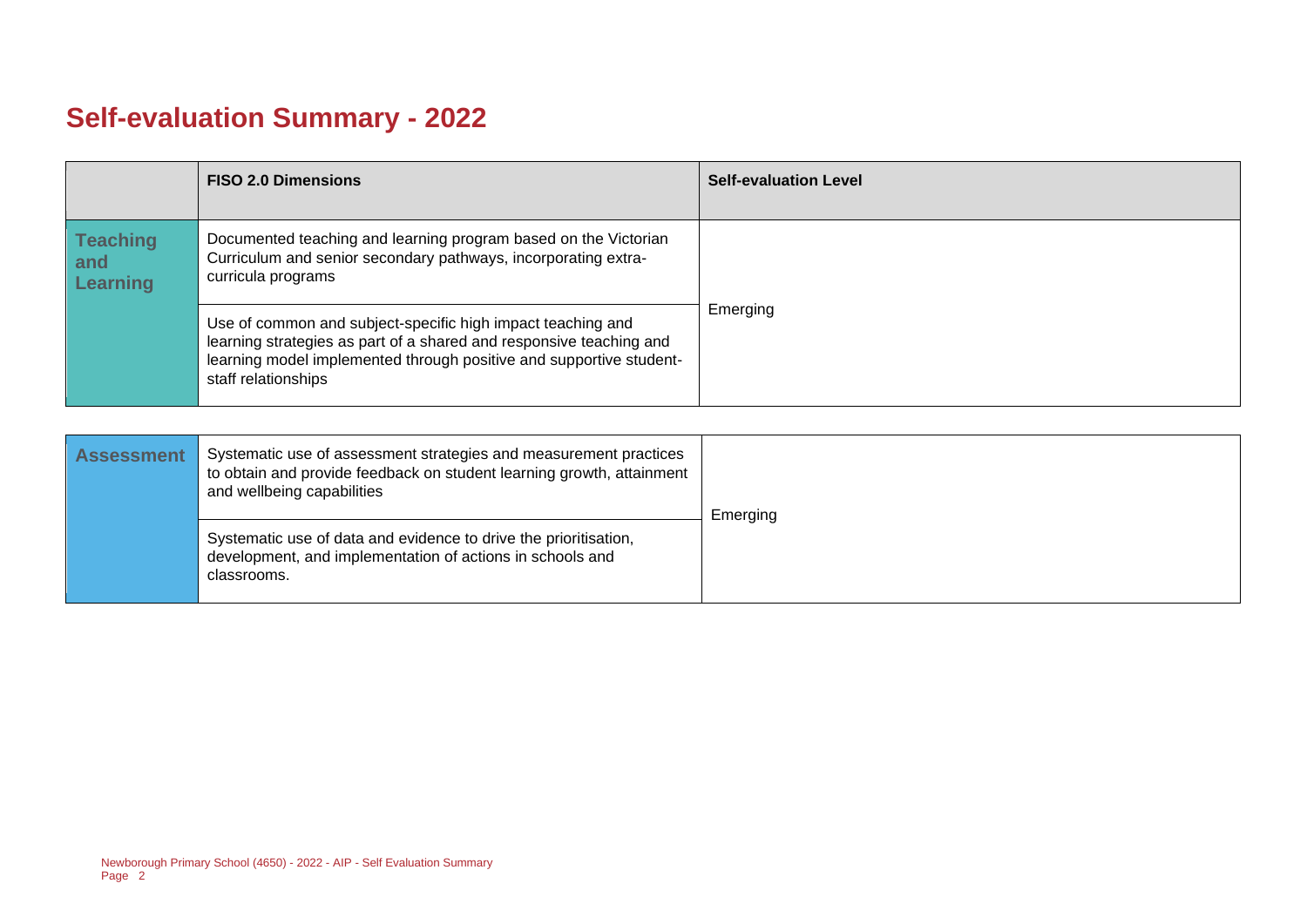# Self-evaluation Summary - 2022

| | FISO 2.0 Dimensions | Self-evaluation Level |
| --- | --- | --- |
| Teaching and Learning | Documented teaching and learning program based on the Victorian Curriculum and senior secondary pathways, incorporating extra-curricula programs | Emerging |
| | Use of common and subject-specific high impact teaching and learning strategies as part of a shared and responsive teaching and learning model implemented through positive and supportive student-staff relationships | |

| | | |
| --- | --- | --- |
| Assessment | Systematic use of assessment strategies and measurement practices to obtain and provide feedback on student learning growth, attainment and wellbeing capabilities | Emerging |
| | Systematic use of data and evidence to drive the prioritisation, development, and implementation of actions in schools and classrooms. | |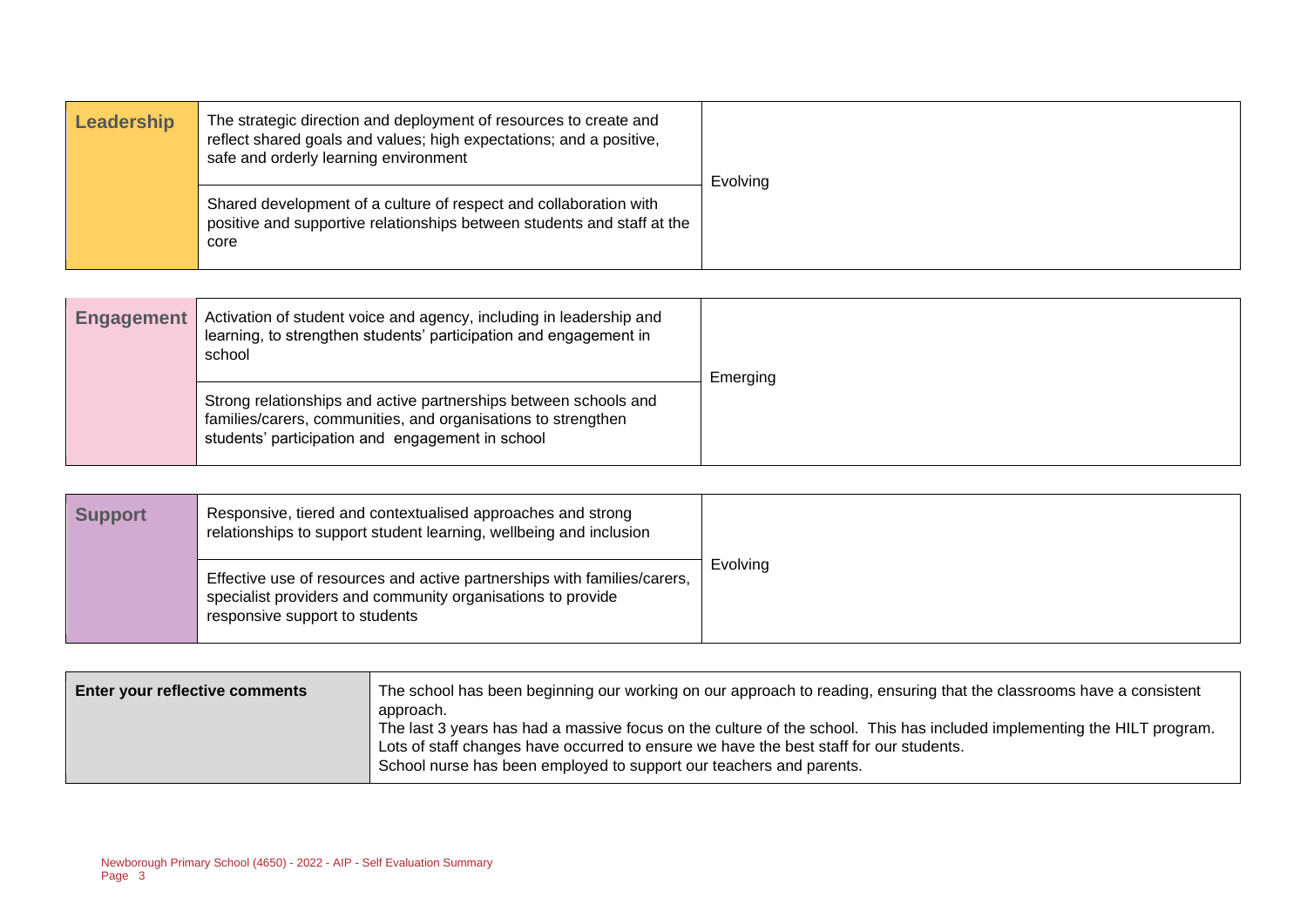| Leadership | | |
|---|---|---|
| Leadership | The strategic direction and deployment of resources to create and reflect shared goals and values; high expectations; and a positive, safe and orderly learning environment | Evolving |
| | Shared development of a culture of respect and collaboration with positive and supportive relationships between students and staff at the core | |

| Engagement | | |
|---|---|---|
| Engagement | Activation of student voice and agency, including in leadership and learning, to strengthen students' participation and engagement in school | Emerging |
| | Strong relationships and active partnerships between schools and families/carers, communities, and organisations to strengthen students' participation and engagement in school | |

| Support | | |
|---|---|---|
| Support | Responsive, tiered and contextualised approaches and strong relationships to support student learning, wellbeing and inclusion | Evolving |
| | Effective use of resources and active partnerships with families/carers, specialist providers and community organisations to provide responsive support to students | |

| Enter your reflective comments | |
|---|---|
| Enter your reflective comments | The school has been beginning our working on our approach to reading, ensuring that the classrooms have a consistent approach.<br>The last 3 years has had a massive focus on the culture of the school. This has included implementing the HILT program.<br>Lots of staff changes have occurred to ensure we have the best staff for our students.<br>School nurse has been employed to support our teachers and parents. |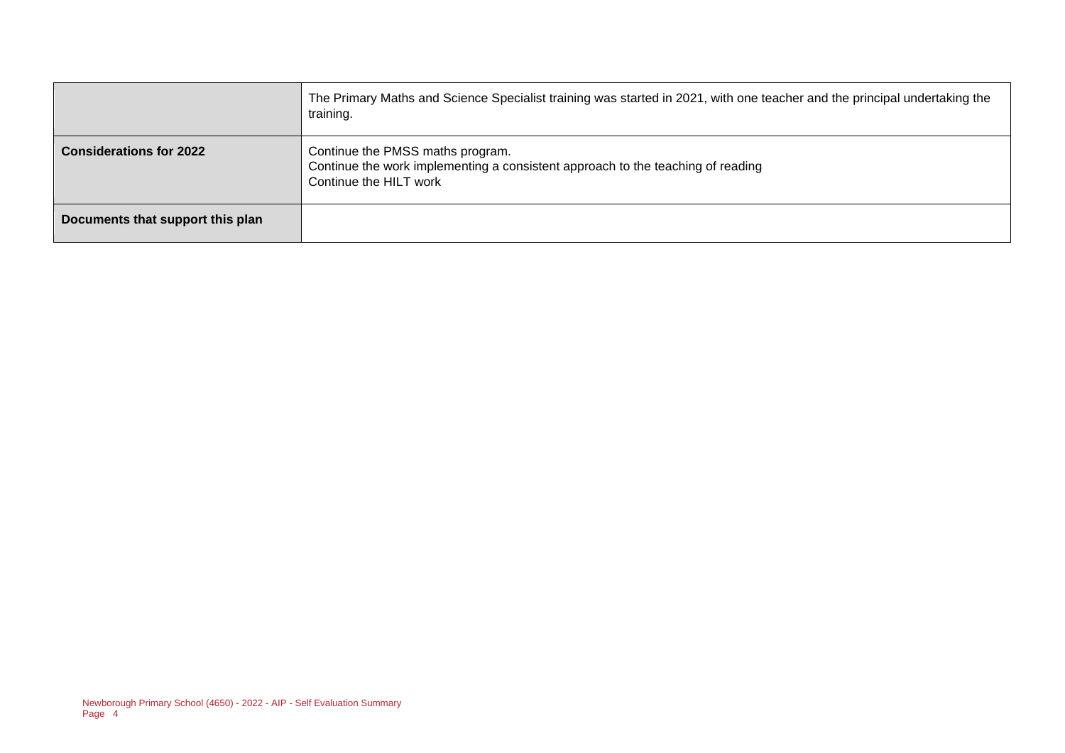| | |
|---|---|
| | The Primary Maths and Science Specialist training was started in 2021, with one teacher and the principal undertaking the training. |
| **Considerations for 2022** | Continue the PMSS maths program.<br>Continue the work implementing a consistent approach to the teaching of reading<br>Continue the HILT work |
| **Documents that support this plan** | |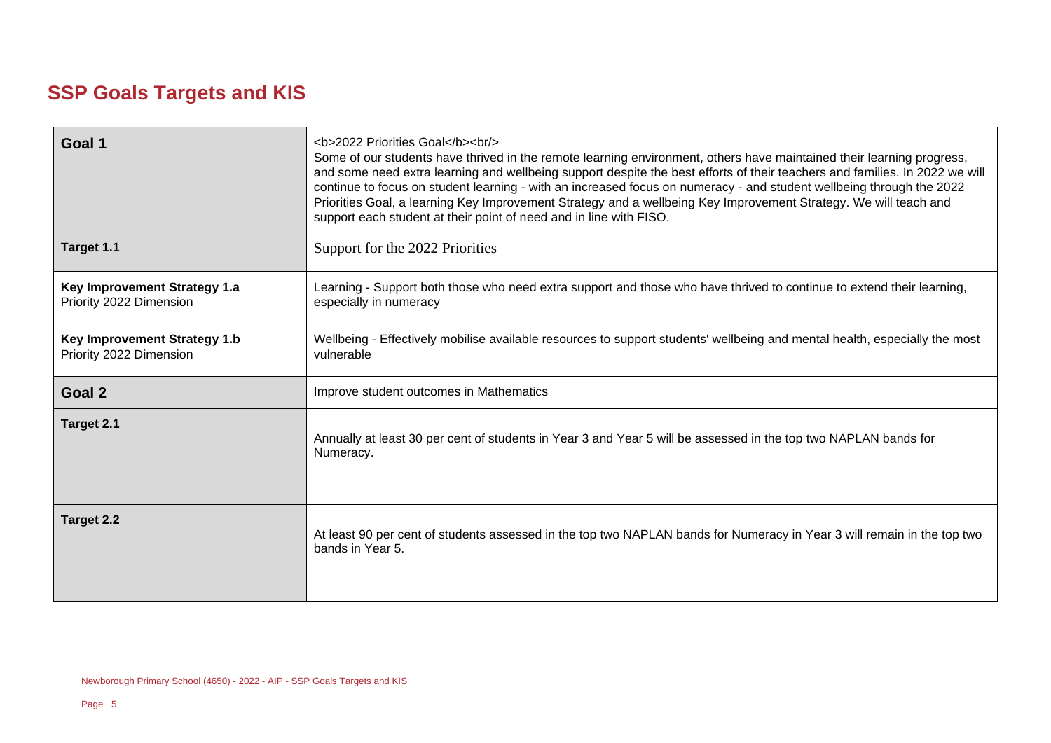## SSP Goals Targets and KIS

| | |
|---|---|
| **Goal 1** | <b>2022 Priorities Goal</b><br/> Some of our students have thrived in the remote learning environment, others have maintained their learning progress, and some need extra learning and wellbeing support despite the best efforts of their teachers and families. In 2022 we will continue to focus on student learning - with an increased focus on numeracy - and student wellbeing through the 2022 Priorities Goal, a learning Key Improvement Strategy and a wellbeing Key Improvement Strategy. We will teach and support each student at their point of need and in line with FISO. |
| **Target 1.1** | Support for the 2022 Priorities |
| **Key Improvement Strategy 1.a** Priority 2022 Dimension | Learning - Support both those who need extra support and those who have thrived to continue to extend their learning, especially in numeracy |
| **Key Improvement Strategy 1.b** Priority 2022 Dimension | Wellbeing - Effectively mobilise available resources to support students' wellbeing and mental health, especially the most vulnerable |
| **Goal 2** | Improve student outcomes in Mathematics |
| **Target 2.1** | Annually at least 30 per cent of students in Year 3 and Year 5 will be assessed in the top two NAPLAN bands for Numeracy. |
| **Target 2.2** | At least 90 per cent of students assessed in the top two NAPLAN bands for Numeracy in Year 3 will remain in the top two bands in Year 5. |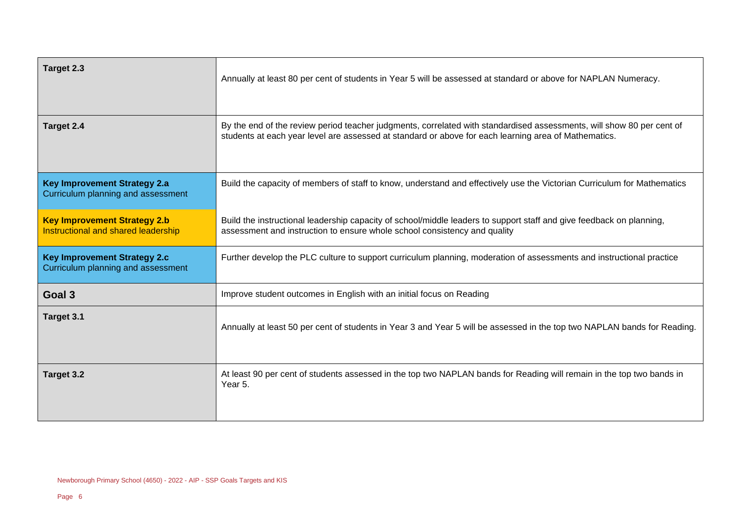| | |
|---|---|
| **Target 2.3** | Annually at least 80 per cent of students in Year 5 will be assessed at standard or above for NAPLAN Numeracy. |
| **Target 2.4** | By the end of the review period teacher judgments, correlated with standardised assessments, will show 80 per cent of students at each year level are assessed at standard or above for each learning area of Mathematics. |
| **Key Improvement Strategy 2.a**<br>Curriculum planning and assessment | Build the capacity of members of staff to know, understand and effectively use the Victorian Curriculum for Mathematics |
| **Key Improvement Strategy 2.b**<br>Instructional and shared leadership | Build the instructional leadership capacity of school/middle leaders to support staff and give feedback on planning, assessment and instruction to ensure whole school consistency and quality |
| **Key Improvement Strategy 2.c**<br>Curriculum planning and assessment | Further develop the PLC culture to support curriculum planning, moderation of assessments and instructional practice |
| **Goal 3** | Improve student outcomes in English with an initial focus on Reading |
| **Target 3.1** | Annually at least 50 per cent of students in Year 3 and Year 5 will be assessed in the top two NAPLAN bands for Reading. |
| **Target 3.2** | At least 90 per cent of students assessed in the top two NAPLAN bands for Reading will remain in the top two bands in Year 5. |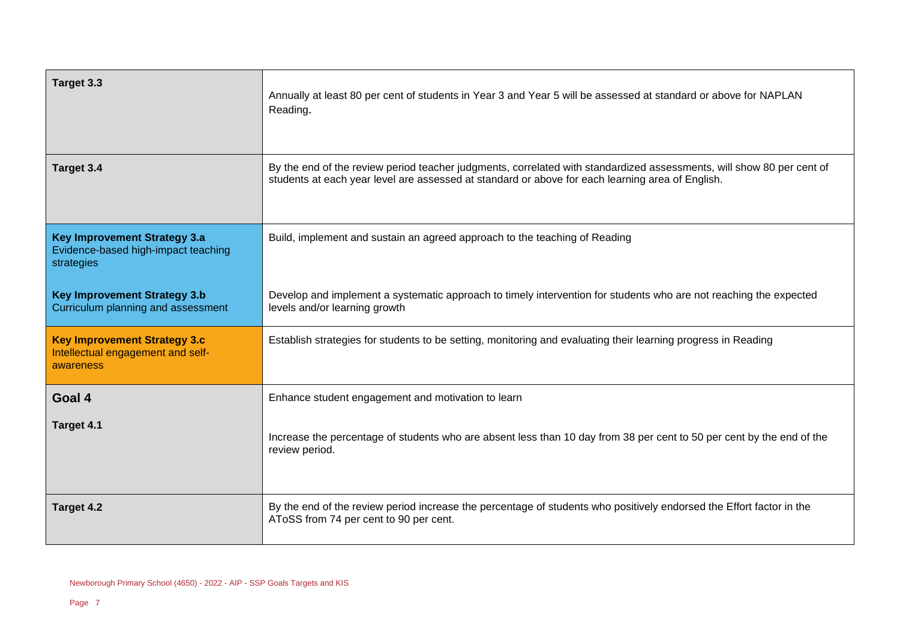| | |
|---|---|
| **Target 3.3** | Annually at least 80 per cent of students in Year 3 and Year 5 will be assessed at standard or above for NAPLAN Reading. |
| **Target 3.4** | By the end of the review period teacher judgments, correlated with standardized assessments, will show 80 per cent of students at each year level are assessed at standard or above for each learning area of English. |
| **Key Improvement Strategy 3.a** Evidence-based high-impact teaching strategies | Build, implement and sustain an agreed approach to the teaching of Reading |
| **Key Improvement Strategy 3.b** Curriculum planning and assessment | Develop and implement a systematic approach to timely intervention for students who are not reaching the expected levels and/or learning growth |
| **Key Improvement Strategy 3.c** Intellectual engagement and self-awareness | Establish strategies for students to be setting, monitoring and evaluating their learning progress in Reading |
| **Goal 4** | Enhance student engagement and motivation to learn |
| **Target 4.1** | Increase the percentage of students who are absent less than 10 day from 38 per cent to 50 per cent by the end of the review period. |
| **Target 4.2** | By the end of the review period increase the percentage of students who positively endorsed the Effort factor in the AToSS from 74 per cent to 90 per cent. |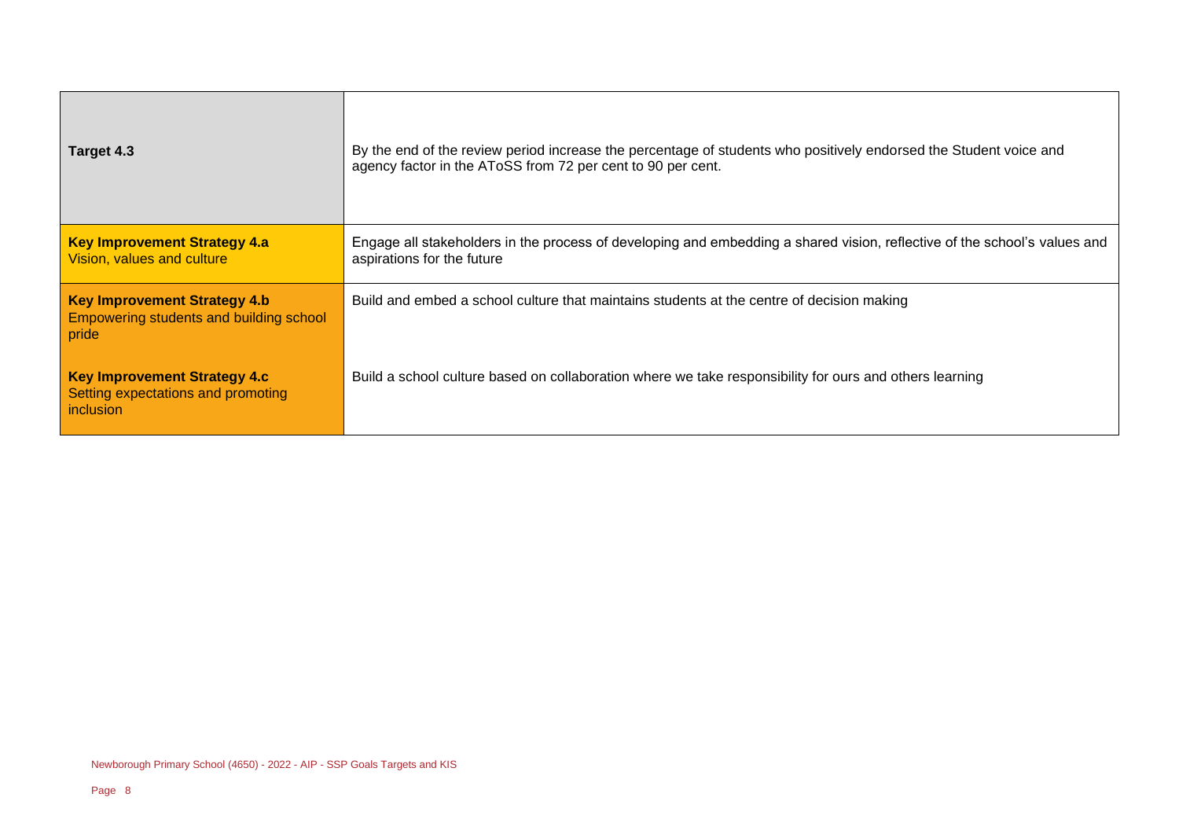| | |
|---|---|
| **Target 4.3** | By the end of the review period increase the percentage of students who positively endorsed the Student voice and agency factor in the AToSS from 72 per cent to 90 per cent. |
| **Key Improvement Strategy 4.a** Vision, values and culture | Engage all stakeholders in the process of developing and embedding a shared vision, reflective of the school's values and aspirations for the future |
| **Key Improvement Strategy 4.b** Empowering students and building school pride | Build and embed a school culture that maintains students at the centre of decision making |
| **Key Improvement Strategy 4.c** Setting expectations and promoting inclusion | Build a school culture based on collaboration where we take responsibility for ours and others learning |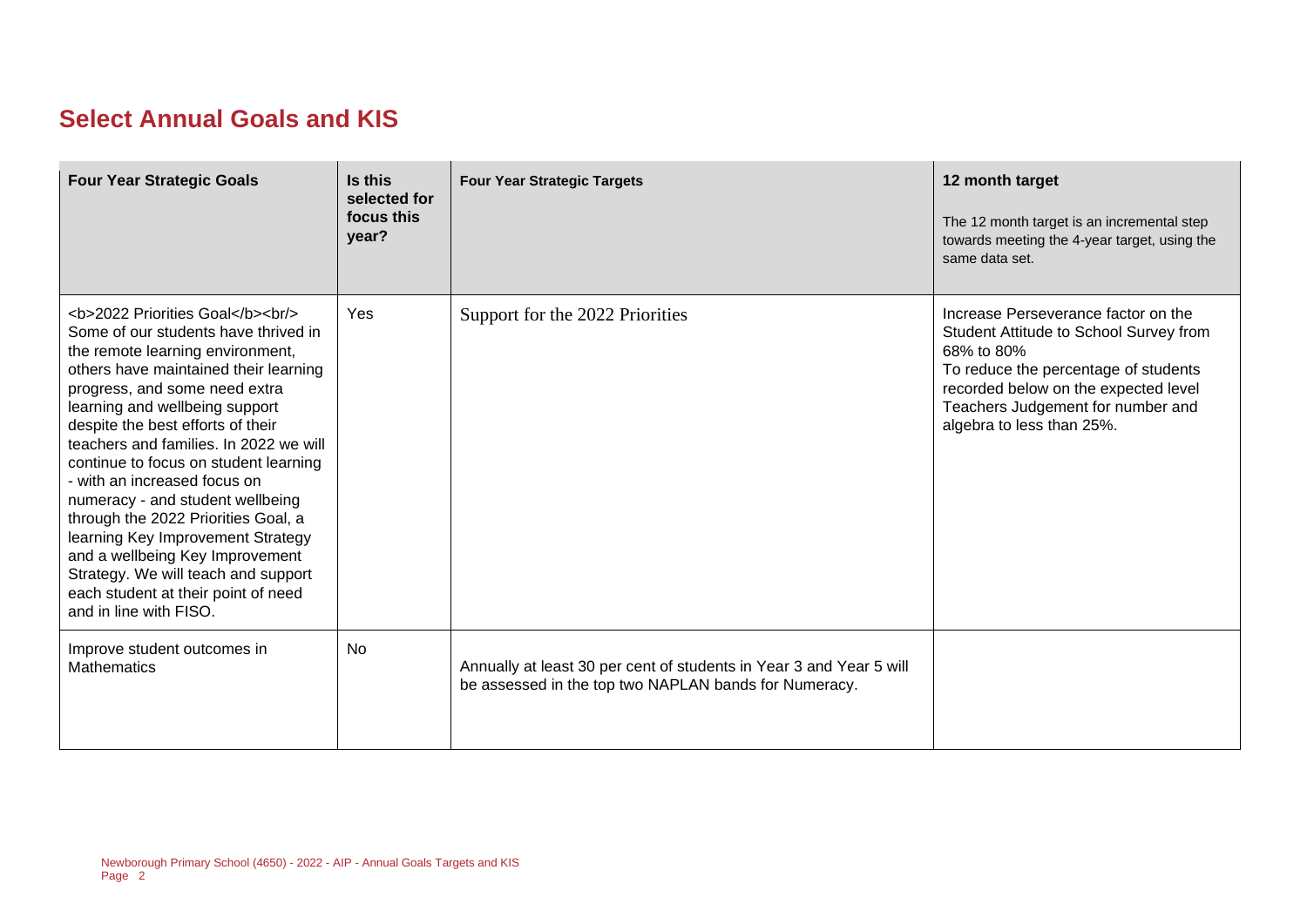## Select Annual Goals and KIS

| Four Year Strategic Goals | Is this selected for focus this year? | Four Year Strategic Targets | 12 month target<br>The 12 month target is an incremental step towards meeting the 4-year target, using the same data set. |
|---|---|---|---|
| <b>2022 Priorities Goal</b><br/> Some of our students have thrived in the remote learning environment, others have maintained their learning progress, and some need extra learning and wellbeing support despite the best efforts of their teachers and families. In 2022 we will continue to focus on student learning - with an increased focus on numeracy - and student wellbeing through the 2022 Priorities Goal, a learning Key Improvement Strategy and a wellbeing Key Improvement Strategy. We will teach and support each student at their point of need and in line with FISO. | Yes | Support for the 2022 Priorities | Increase Perseverance factor on the Student Attitude to School Survey from 68% to 80%<br>To reduce the percentage of students recorded below on the expected level Teachers Judgement for number and algebra to less than 25%. |
| Improve student outcomes in Mathematics | No | Annually at least 30 per cent of students in Year 3 and Year 5 will be assessed in the top two NAPLAN bands for Numeracy. | |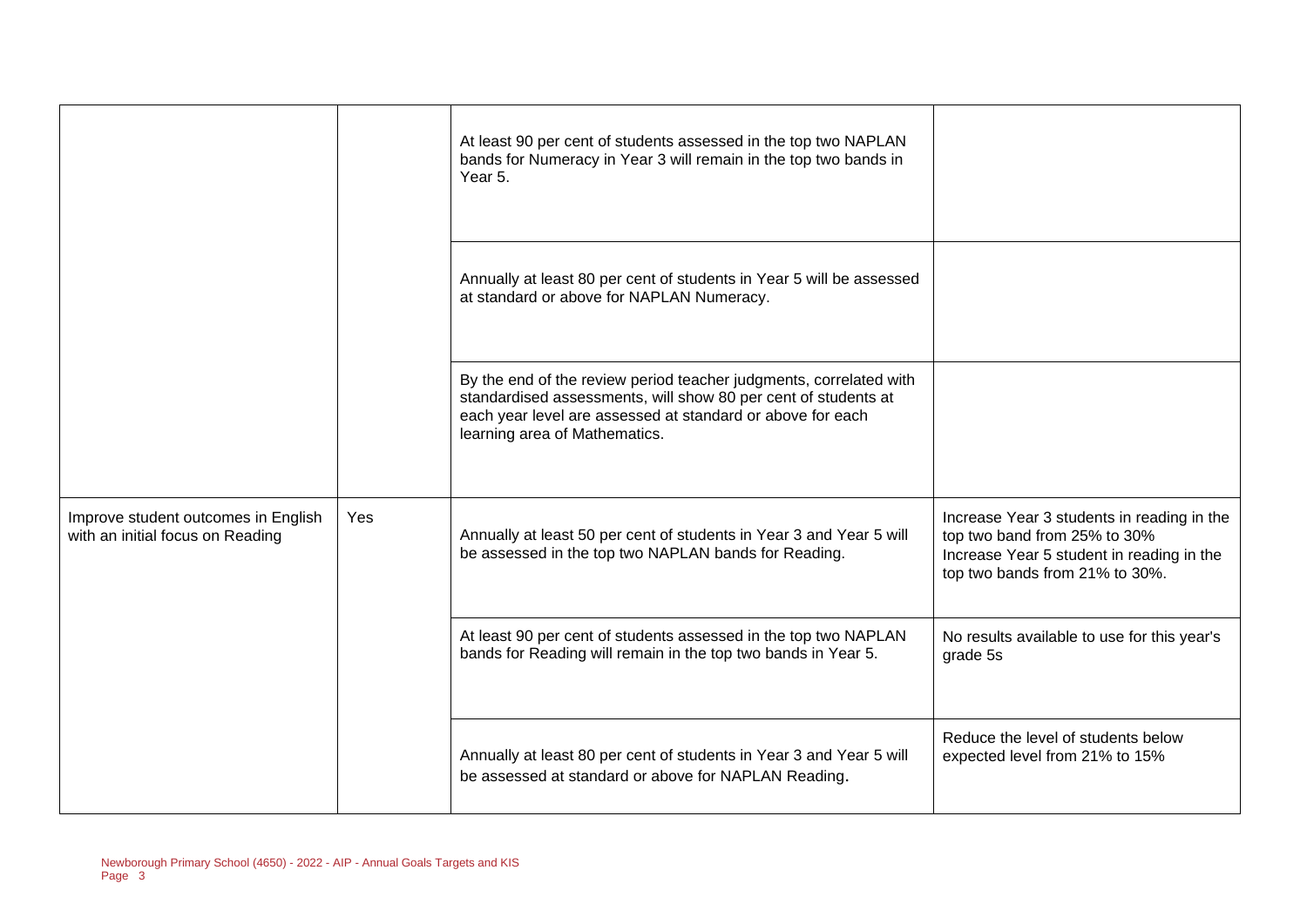| | | | |
|---|---|---|---|
| | | At least 90 per cent of students assessed in the top two NAPLAN bands for Numeracy in Year 3 will remain in the top two bands in Year 5. | |
| | | Annually at least 80 per cent of students in Year 5 will be assessed at standard or above for NAPLAN Numeracy. | |
| | | By the end of the review period teacher judgments, correlated with standardised assessments, will show 80 per cent of students at each year level are assessed at standard or above for each learning area of Mathematics. | |
| Improve student outcomes in English with an initial focus on Reading | Yes | Annually at least 50 per cent of students in Year 3 and Year 5 will be assessed in the top two NAPLAN bands for Reading. | Increase Year 3 students in reading in the top two band from 25% to 30%<br>Increase Year 5 student in reading in the top two bands from 21% to 30%. |
| | | At least 90 per cent of students assessed in the top two NAPLAN bands for Reading will remain in the top two bands in Year 5. | No results available to use for this year's grade 5s |
| | | Annually at least 80 per cent of students in Year 3 and Year 5 will be assessed at standard or above for NAPLAN Reading. | Reduce the level of students below expected level from 21% to 15% |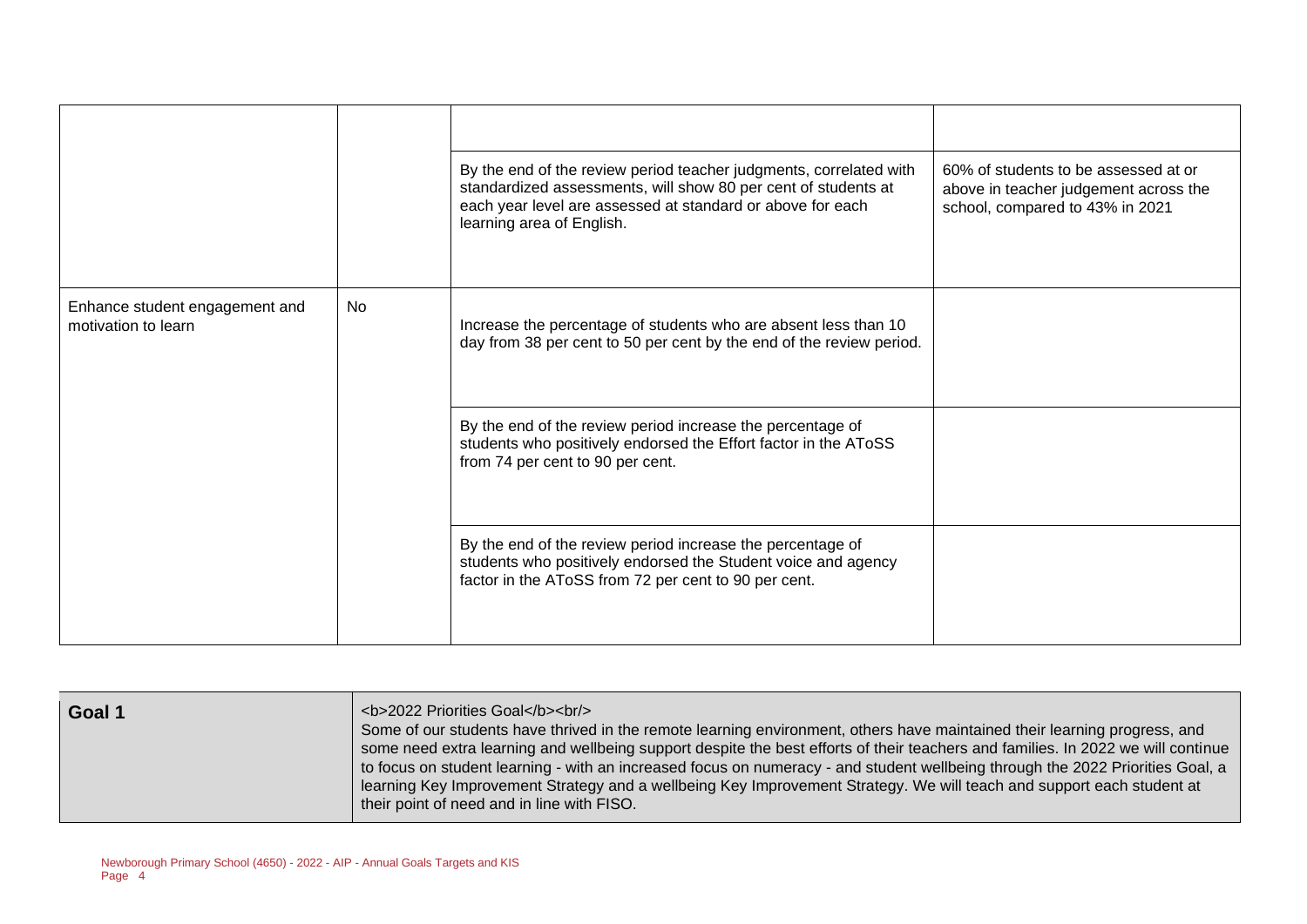| | | | |
|---|---|---|---|
| | | | |
| | | By the end of the review period teacher judgments, correlated with standardized assessments, will show 80 per cent of students at each year level are assessed at standard or above for each learning area of English. | 60% of students to be assessed at or above in teacher judgement across the school, compared to 43% in 2021 |
| Enhance student engagement and motivation to learn | No | Increase the percentage of students who are absent less than 10 day from 38 per cent to 50 per cent by the end of the review period. | |
| | | By the end of the review period increase the percentage of students who positively endorsed the Effort factor in the AToSS from 74 per cent to 90 per cent. | |
| | | By the end of the review period increase the percentage of students who positively endorsed the Student voice and agency factor in the AToSS from 72 per cent to 90 per cent. | |

| | |
|---|---|
| **Goal 1** | <b>2022 Priorities Goal</b><br/> Some of our students have thrived in the remote learning environment, others have maintained their learning progress, and some need extra learning and wellbeing support despite the best efforts of their teachers and families. In 2022 we will continue to focus on student learning - with an increased focus on numeracy - and student wellbeing through the 2022 Priorities Goal, a learning Key Improvement Strategy and a wellbeing Key Improvement Strategy. We will teach and support each student at their point of need and in line with FISO. |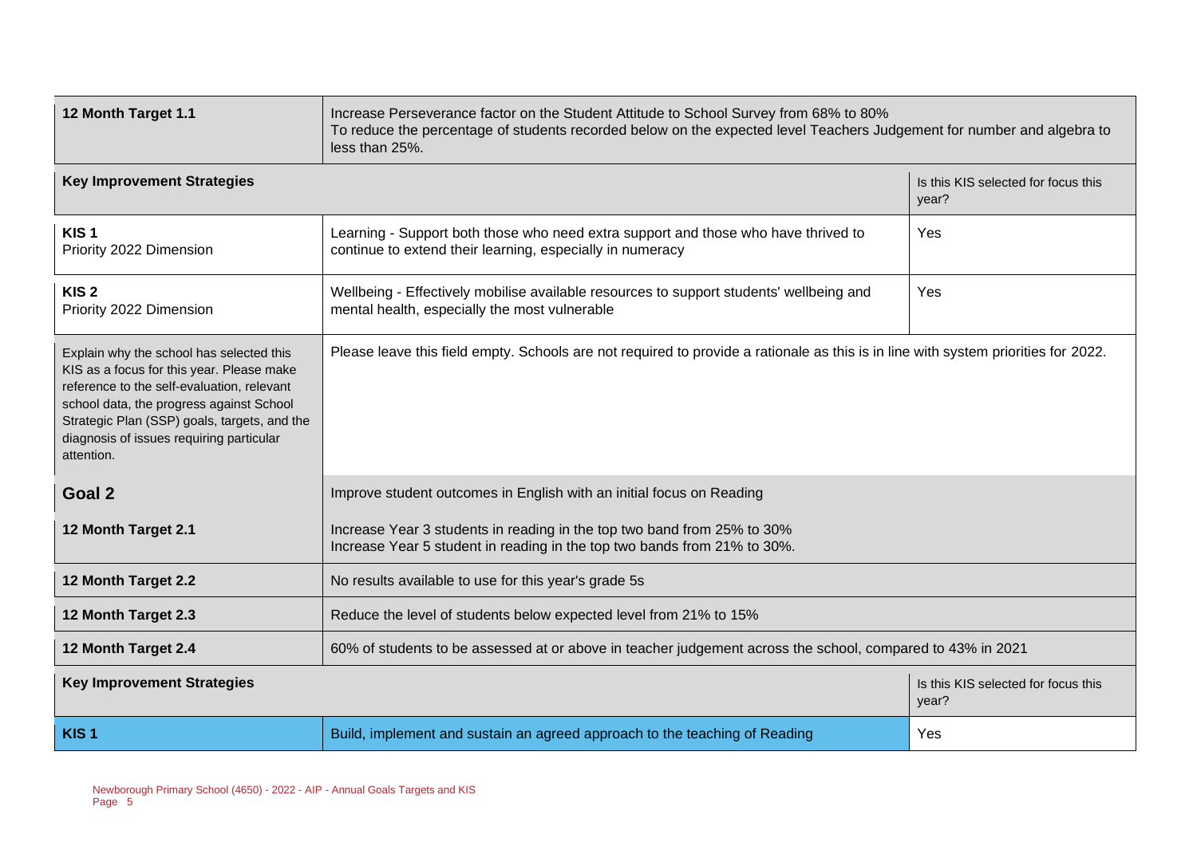| 12 Month Target 1.1 | Increase Perseverance factor on the Student Attitude to School Survey from 68% to 80%<br>To reduce the percentage of students recorded below on the expected level Teachers Judgement for number and algebra to less than 25%. | |
|---|---|---|
| **Key Improvement Strategies** | | Is this KIS selected for focus this year? |
| **KIS 1**<br>Priority 2022 Dimension | Learning - Support both those who need extra support and those who have thrived to continue to extend their learning, especially in numeracy | Yes |
| **KIS 2**<br>Priority 2022 Dimension | Wellbeing - Effectively mobilise available resources to support students' wellbeing and mental health, especially the most vulnerable | Yes |
| Explain why the school has selected this KIS as a focus for this year. Please make reference to the self-evaluation, relevant school data, the progress against School Strategic Plan (SSP) goals, targets, and the diagnosis of issues requiring particular attention. | Please leave this field empty. Schools are not required to provide a rationale as this is in line with system priorities for 2022. | |
| **Goal 2** | Improve student outcomes in English with an initial focus on Reading | |
| **12 Month Target 2.1** | Increase Year 3 students in reading in the top two band from 25% to 30%<br>Increase Year 5 student in reading in the top two bands from 21% to 30%. | |
| **12 Month Target 2.2** | No results available to use for this year's grade 5s | |
| **12 Month Target 2.3** | Reduce the level of students below expected level from 21% to 15% | |
| **12 Month Target 2.4** | 60% of students to be assessed at or above in teacher judgement across the school, compared to 43% in 2021 | |
| **Key Improvement Strategies** | | Is this KIS selected for focus this year? |
| **KIS 1** | Build, implement and sustain an agreed approach to the teaching of Reading | Yes |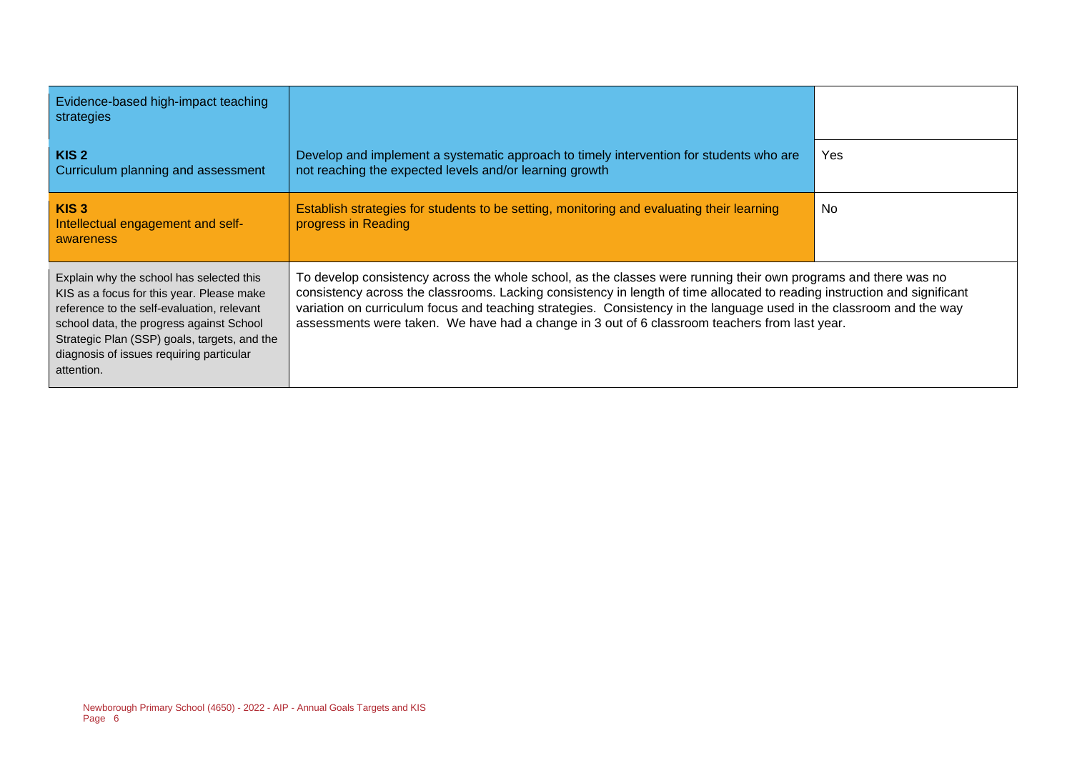| | | |
|---|---|---|
| Evidence-based high-impact teaching strategies | | |
| **KIS 2** Curriculum planning and assessment | Develop and implement a systematic approach to timely intervention for students who are not reaching the expected levels and/or learning growth | Yes |
| **KIS 3** Intellectual engagement and self-awareness | Establish strategies for students to be setting, monitoring and evaluating their learning progress in Reading | No |
| Explain why the school has selected this KIS as a focus for this year. Please make reference to the self-evaluation, relevant school data, the progress against School Strategic Plan (SSP) goals, targets, and the diagnosis of issues requiring particular attention. | To develop consistency across the whole school, as the classes were running their own programs and there was no consistency across the classrooms. Lacking consistency in length of time allocated to reading instruction and significant variation on curriculum focus and teaching strategies. Consistency in the language used in the classroom and the way assessments were taken. We have had a change in 3 out of 6 classroom teachers from last year. | |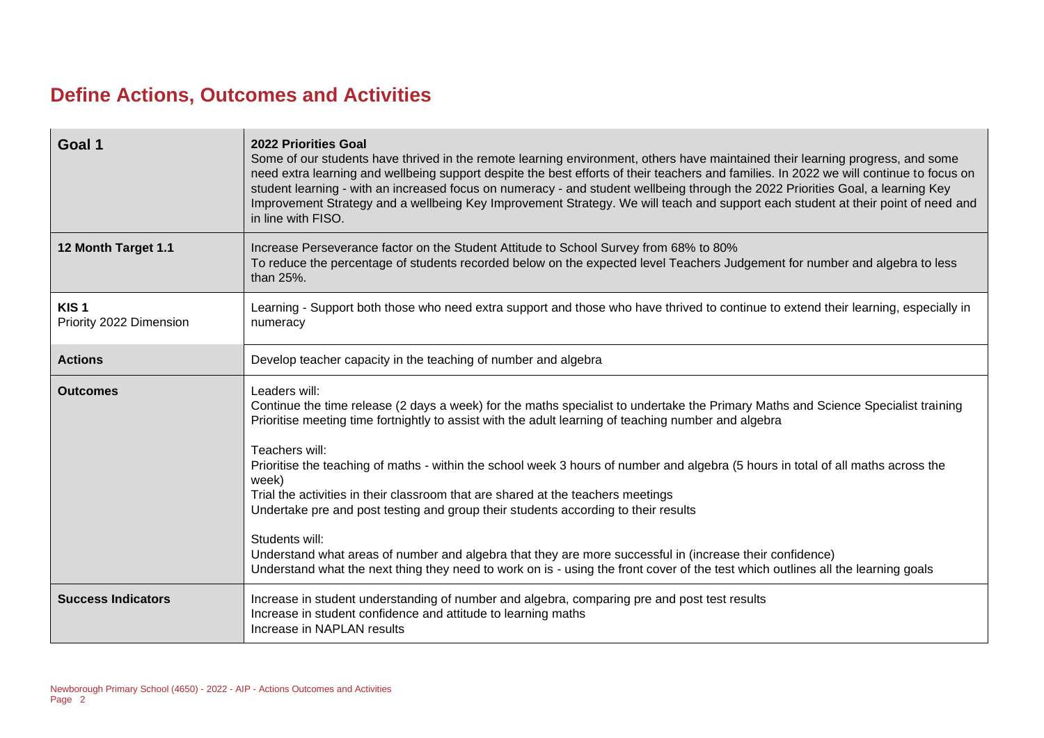# Define Actions, Outcomes and Activities

| Goal 1 | 2022 Priorities Goal<br>Some of our students have thrived in the remote learning environment, others have maintained their learning progress, and some need extra learning and wellbeing support despite the best efforts of their teachers and families. In 2022 we will continue to focus on student learning - with an increased focus on numeracy - and student wellbeing through the 2022 Priorities Goal, a learning Key Improvement Strategy and a wellbeing Key Improvement Strategy. We will teach and support each student at their point of need and in line with FISO. |
|---|---|
| **12 Month Target 1.1** | Increase Perseverance factor on the Student Attitude to School Survey from 68% to 80%<br>To reduce the percentage of students recorded below on the expected level Teachers Judgement for number and algebra to less than 25%. |
| **KIS 1**<br>Priority 2022 Dimension | Learning - Support both those who need extra support and those who have thrived to continue to extend their learning, especially in numeracy |
| **Actions** | Develop teacher capacity in the teaching of number and algebra |
| **Outcomes** | Leaders will:<br>Continue the time release (2 days a week) for the maths specialist to undertake the Primary Maths and Science Specialist training<br>Prioritise meeting time fortnightly to assist with the adult learning of teaching number and algebra<br><br>Teachers will:<br>Prioritise the teaching of maths - within the school week 3 hours of number and algebra (5 hours in total of all maths across the week)<br>Trial the activities in their classroom that are shared at the teachers meetings<br>Undertake pre and post testing and group their students according to their results<br><br>Students will:<br>Understand what areas of number and algebra that they are more successful in (increase their confidence)<br>Understand what the next thing they need to work on is - using the front cover of the test which outlines all the learning goals |
| **Success Indicators** | Increase in student understanding of number and algebra, comparing pre and post test results<br>Increase in student confidence and attitude to learning maths<br>Increase in NAPLAN results |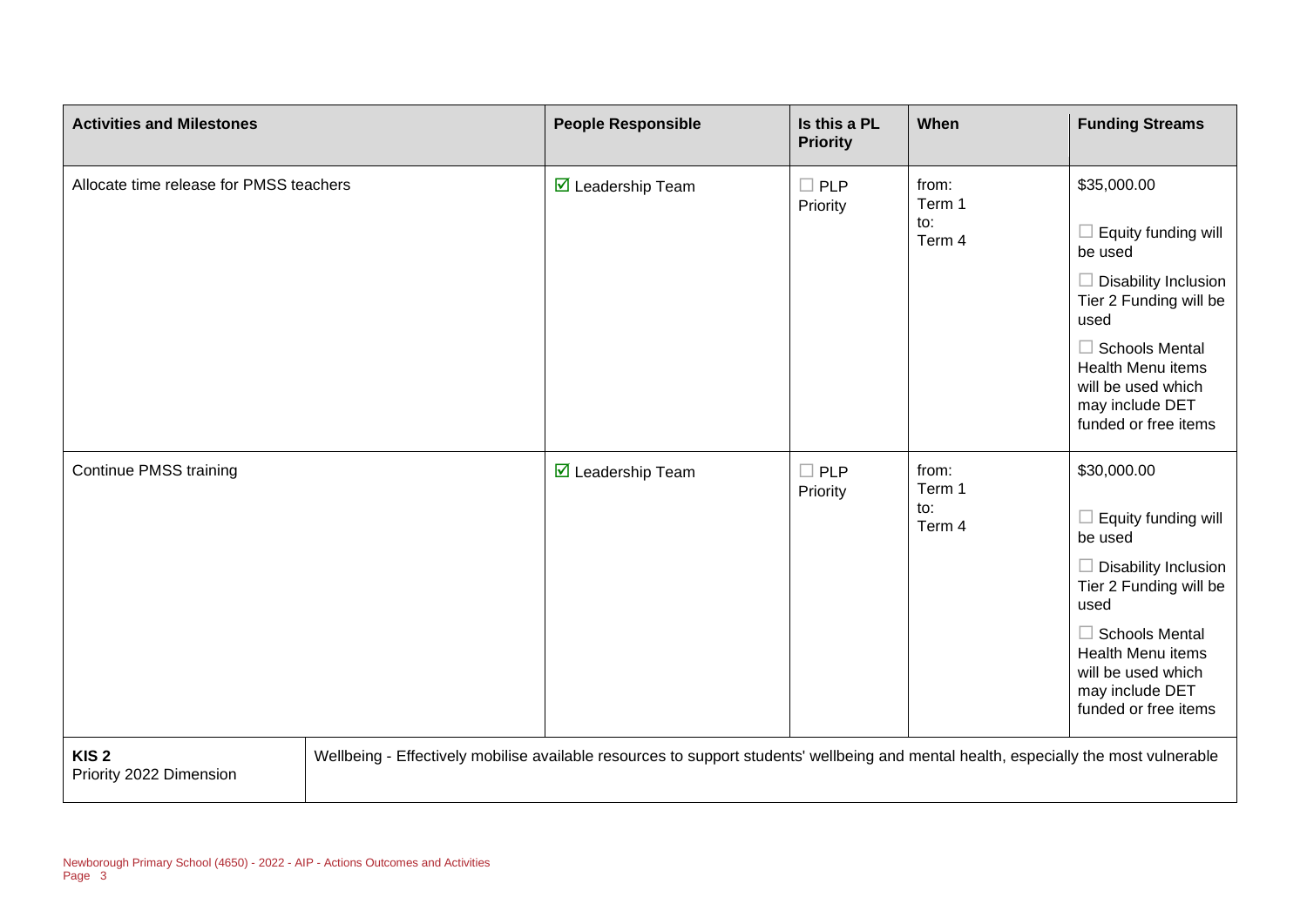| Activities and Milestones | People Responsible | Is this a PL Priority | When | Funding Streams |
|---|---|---|---|---|
| Allocate time release for PMSS teachers | ☑ Leadership Team | ☐ PLP Priority | from: Term 1 to: Term 4 | $35,000.00 ☐ Equity funding will be used ☐ Disability Inclusion Tier 2 Funding will be used ☐ Schools Mental Health Menu items will be used which may include DET funded or free items |
| Continue PMSS training | ☑ Leadership Team | ☐ PLP Priority | from: Term 1 to: Term 4 | $30,000.00 ☐ Equity funding will be used ☐ Disability Inclusion Tier 2 Funding will be used ☐ Schools Mental Health Menu items will be used which may include DET funded or free items |

| **KIS 2** Priority 2022 Dimension | Wellbeing - Effectively mobilise available resources to support students' wellbeing and mental health, especially the most vulnerable |
|---|---|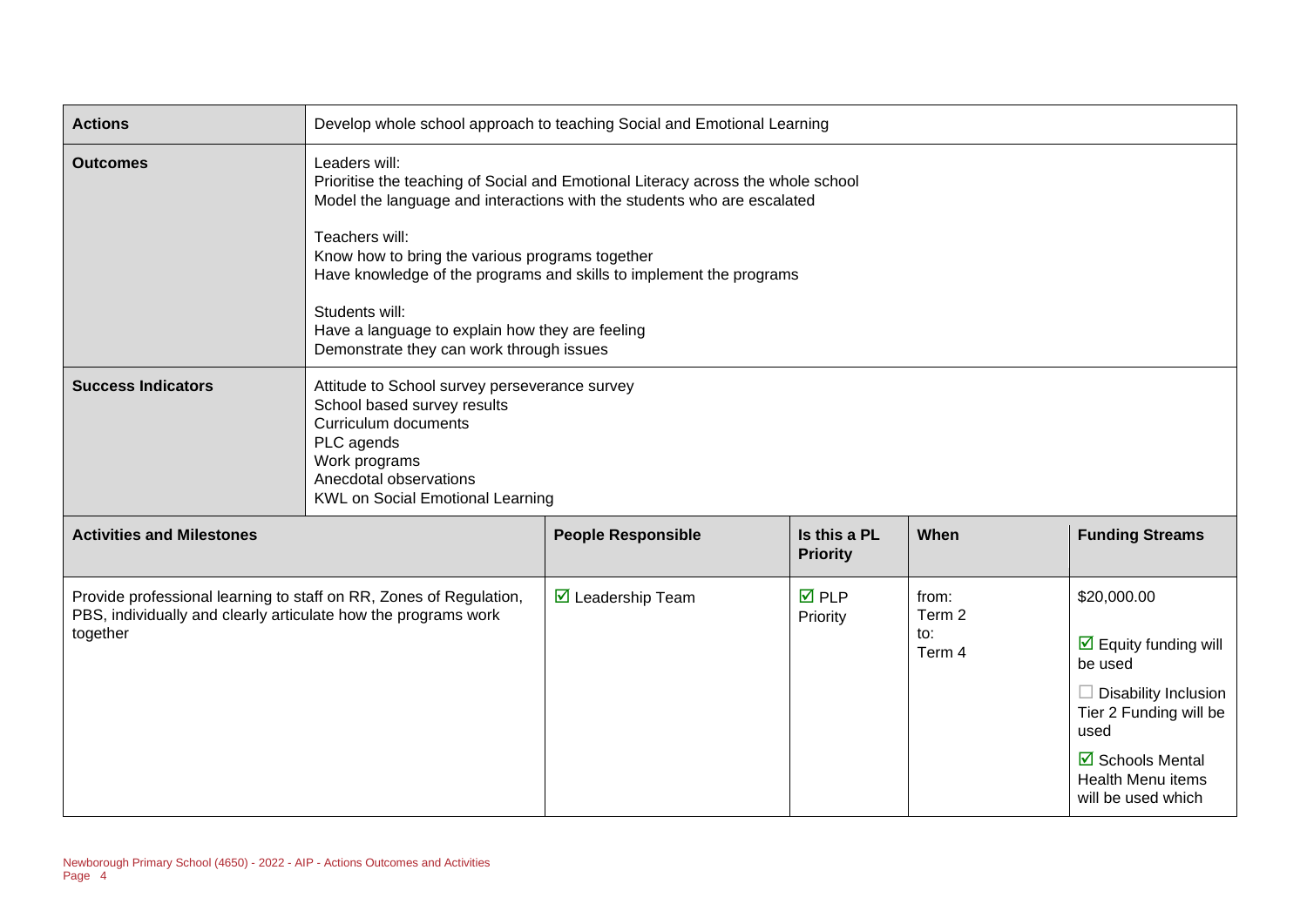| Actions | Develop whole school approach to teaching Social and Emotional Learning | | | |
|---|---|---|---|---|
| **Outcomes** | Leaders will:<br>Prioritise the teaching of Social and Emotional Literacy across the whole school<br>Model the language and interactions with the students who are escalated<br><br>Teachers will:<br>Know how to bring the various programs together<br>Have knowledge of the programs and skills to implement the programs<br><br>Students will:<br>Have a language to explain how they are feeling<br>Demonstrate they can work through issues | | | |
| **Success Indicators** | Attitude to School survey perseverance survey<br>School based survey results<br>Curriculum documents<br>PLC agends<br>Work programs<br>Anecdotal observations<br>KWL on Social Emotional Learning | | | |

| Activities and Milestones | People Responsible | Is this a PL Priority | When | Funding Streams |
|---|---|---|---|---|
| Provide professional learning to staff on RR, Zones of Regulation, PBS, individually and clearly articulate how the programs work together | ☑ Leadership Team | ☑ PLP Priority | from: Term 2<br>to: Term 4 | $20,000.00<br><br>☑ Equity funding will be used<br><br>☐ Disability Inclusion Tier 2 Funding will be used<br><br>☑ Schools Mental Health Menu items will be used which |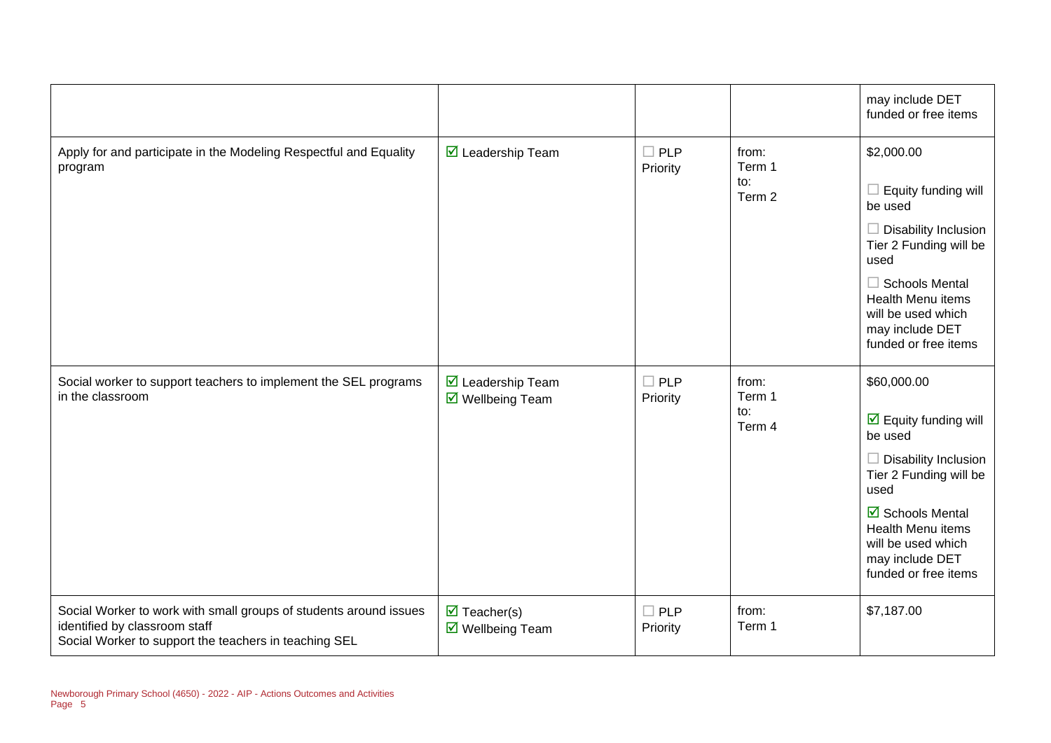| | | | | |
|---|---|---|---|---|
| | | | | may include DET funded or free items |
| Apply for and participate in the Modeling Respectful and Equality program | ☑ Leadership Team | ☐ PLP Priority | from: Term 1 to: Term 2 | $2,000.00<br><br>☐ Equity funding will be used<br><br>☐ Disability Inclusion Tier 2 Funding will be used<br><br>☐ Schools Mental Health Menu items will be used which may include DET funded or free items |
| Social worker to support teachers to implement the SEL programs in the classroom | ☑ Leadership Team<br>☑ Wellbeing Team | ☐ PLP Priority | from: Term 1 to: Term 4 | $60,000.00<br><br>☑ Equity funding will be used<br><br>☐ Disability Inclusion Tier 2 Funding will be used<br><br>☑ Schools Mental Health Menu items will be used which may include DET funded or free items |
| Social Worker to work with small groups of students around issues identified by classroom staff<br>Social Worker to support the teachers in teaching SEL | ☑ Teacher(s)<br>☑ Wellbeing Team | ☐ PLP Priority | from: Term 1 | $7,187.00 |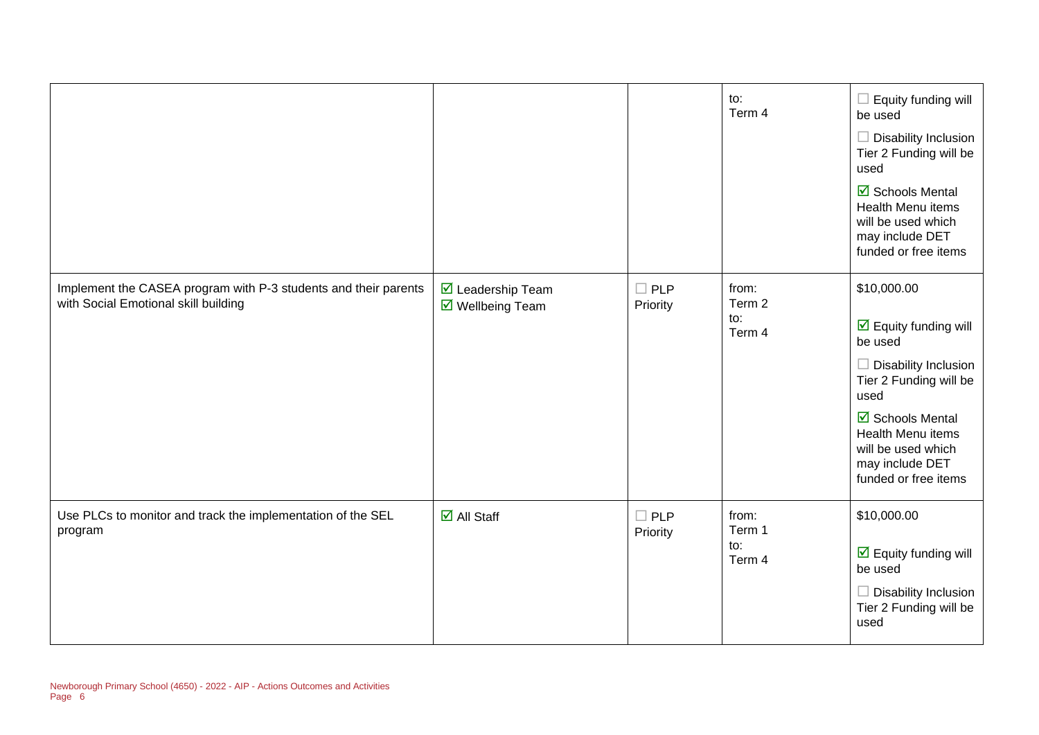| | | | | |
|---|---|---|---|---|
| | | | to:<br>Term 4 | ☐ Equity funding will be used<br>☐ Disability Inclusion Tier 2 Funding will be used<br>☑ Schools Mental Health Menu items will be used which may include DET funded or free items |
| Implement the CASEA program with P-3 students and their parents with Social Emotional skill building | ☑ Leadership Team<br>☑ Wellbeing Team | ☐ PLP Priority | from:<br>Term 2<br>to:<br>Term 4 | $10,000.00<br>☑ Equity funding will be used<br>☐ Disability Inclusion Tier 2 Funding will be used<br>☑ Schools Mental Health Menu items will be used which may include DET funded or free items |
| Use PLCs to monitor and track the implementation of the SEL program | ☑ All Staff | ☐ PLP Priority | from:<br>Term 1<br>to:<br>Term 4 | $10,000.00<br>☑ Equity funding will be used<br>☐ Disability Inclusion Tier 2 Funding will be used |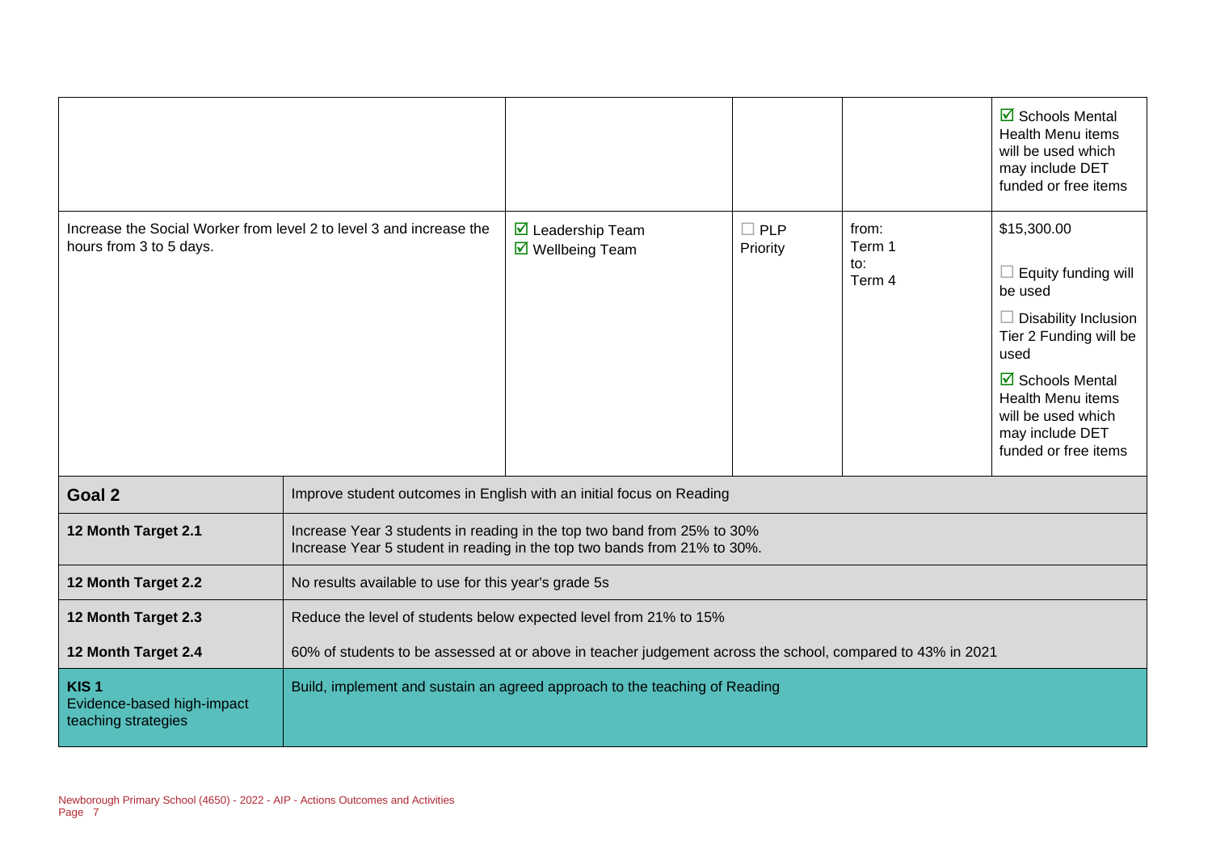| | | | | |
|---|---|---|---|---|
| | | | | ☑ Schools Mental Health Menu items will be used which may include DET funded or free items |
| Increase the Social Worker from level 2 to level 3 and increase the hours from 3 to 5 days. | ☑ Leadership Team<br>☑ Wellbeing Team | ☐ PLP Priority | from:<br>Term 1<br>to:<br>Term 4 | $15,300.00<br><br>☐ Equity funding will be used<br><br>☐ Disability Inclusion Tier 2 Funding will be used<br><br>☑ Schools Mental Health Menu items will be used which may include DET funded or free items |

| | |
|---|---|
| **Goal 2** | Improve student outcomes in English with an initial focus on Reading |
| **12 Month Target 2.1** | Increase Year 3 students in reading in the top two band from 25% to 30%<br>Increase Year 5 student in reading in the top two bands from 21% to 30%. |
| **12 Month Target 2.2** | No results available to use for this year's grade 5s |
| **12 Month Target 2.3** | Reduce the level of students below expected level from 21% to 15% |
| **12 Month Target 2.4** | 60% of students to be assessed at or above in teacher judgement across the school, compared to 43% in 2021 |
| **KIS 1**<br>Evidence-based high-impact teaching strategies | Build, implement and sustain an agreed approach to the teaching of Reading |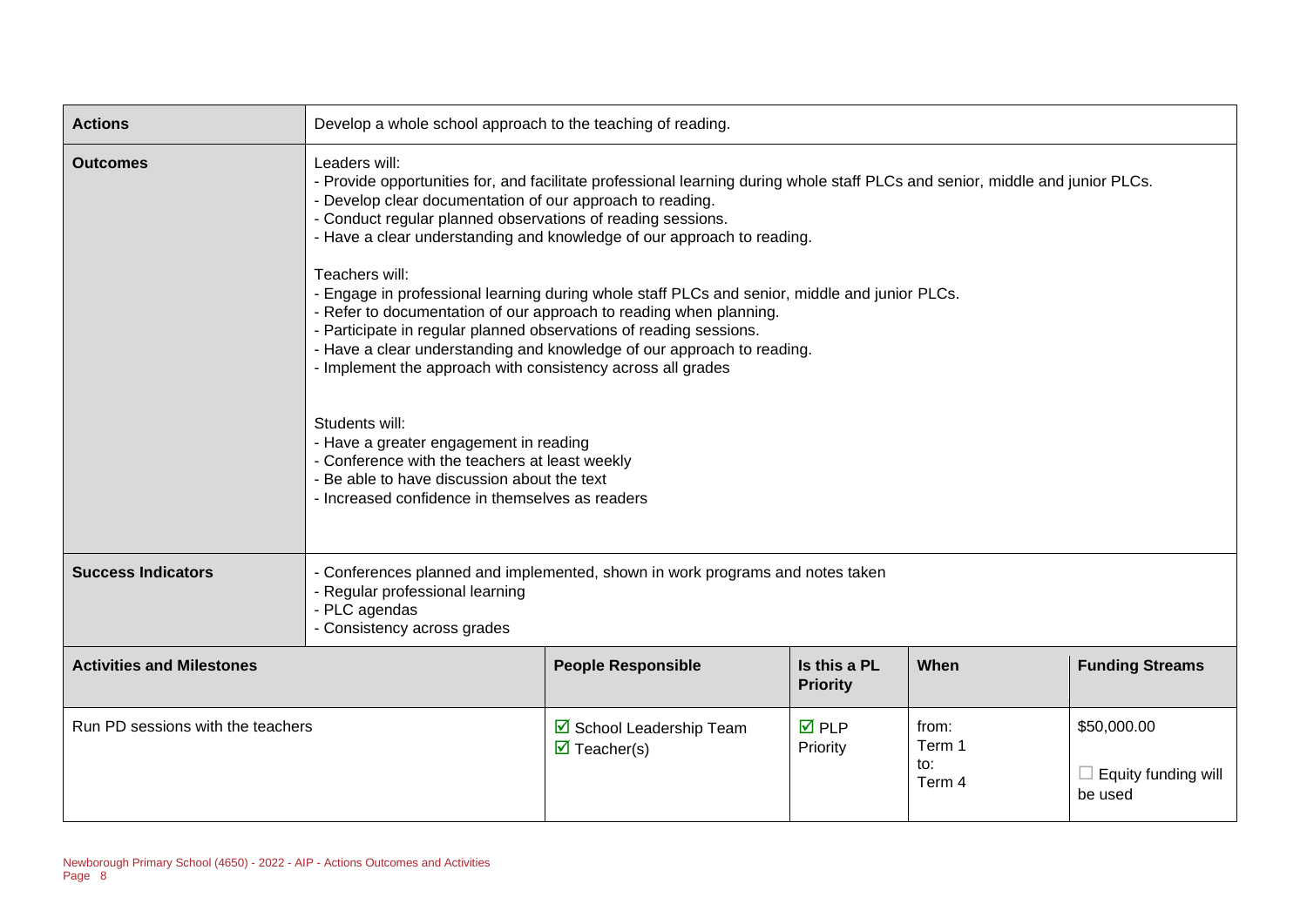| Actions | Develop a whole school approach to the teaching of reading. | | | |
|---|---|---|---|---|
| **Outcomes** | Leaders will:<br>- Provide opportunities for, and facilitate professional learning during whole staff PLCs and senior, middle and junior PLCs.<br>- Develop clear documentation of our approach to reading.<br>- Conduct regular planned observations of reading sessions.<br>- Have a clear understanding and knowledge of our approach to reading.<br><br>Teachers will:<br>- Engage in professional learning during whole staff PLCs and senior, middle and junior PLCs.<br>- Refer to documentation of our approach to reading when planning.<br>- Participate in regular planned observations of reading sessions.<br>- Have a clear understanding and knowledge of our approach to reading.<br>- Implement the approach with consistency across all grades<br><br>Students will:<br>- Have a greater engagement in reading<br>- Conference with the teachers at least weekly<br>- Be able to have discussion about the text<br>- Increased confidence in themselves as readers | | | |
| **Success Indicators** | - Conferences planned and implemented, shown in work programs and notes taken<br>- Regular professional learning<br>- PLC agendas<br>- Consistency across grades | | | |
| **Activities and Milestones** | **People Responsible** | **Is this a PL Priority** | **When** | **Funding Streams** |
| Run PD sessions with the teachers | ☑ School Leadership Team<br>☑ Teacher(s) | ☑ PLP Priority | from: Term 1<br>to: Term 4 | $50,000.00<br><br>☐ Equity funding will be used |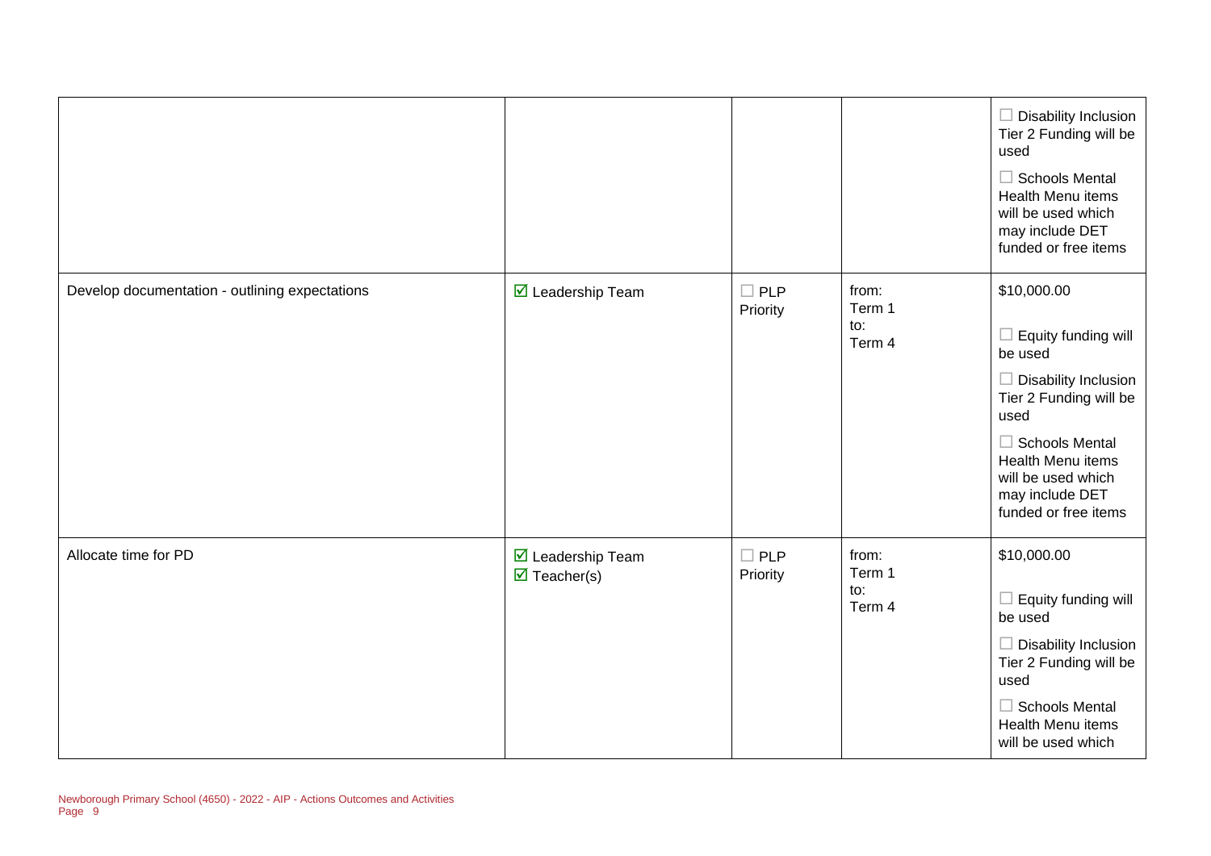| | | | | |
|---|---|---|---|---|
| | | | | ☐ Disability Inclusion Tier 2 Funding will be used<br><br>☐ Schools Mental Health Menu items will be used which may include DET funded or free items |
| Develop documentation - outlining expectations | ☑ Leadership Team | ☐ PLP Priority | from:<br>Term 1<br>to:<br>Term 4 | $10,000.00<br><br>☐ Equity funding will be used<br><br>☐ Disability Inclusion Tier 2 Funding will be used<br><br>☐ Schools Mental Health Menu items will be used which may include DET funded or free items |
| Allocate time for PD | ☑ Leadership Team<br>☑ Teacher(s) | ☐ PLP Priority | from:<br>Term 1<br>to:<br>Term 4 | $10,000.00<br><br>☐ Equity funding will be used<br><br>☐ Disability Inclusion Tier 2 Funding will be used<br><br>☐ Schools Mental Health Menu items will be used which |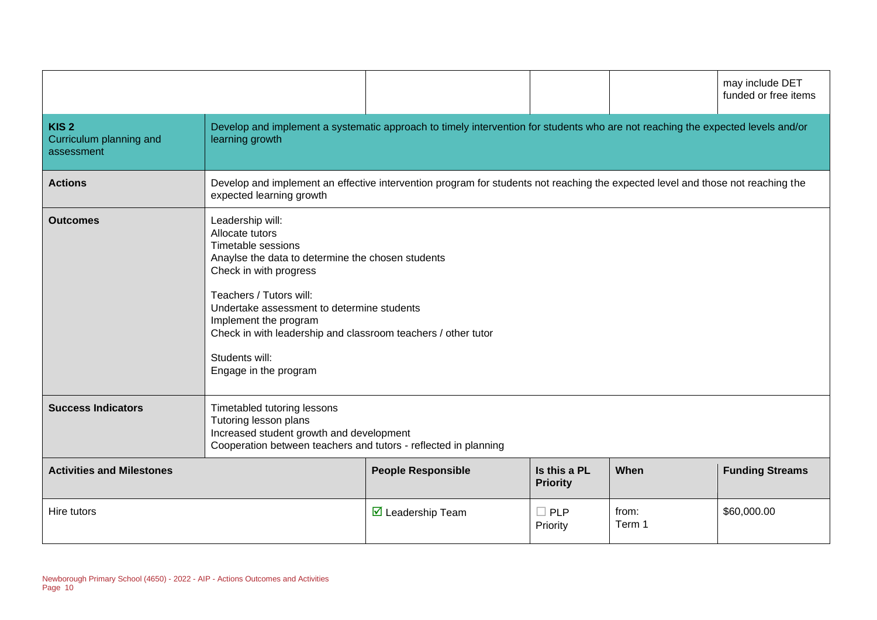| | | | | may include DET funded or free items |
|---|---|---|---|---|
| **KIS 2** Curriculum planning and assessment | Develop and implement a systematic approach to timely intervention for students who are not reaching the expected levels and/or learning growth | | | |
| **Actions** | Develop and implement an effective intervention program for students not reaching the expected level and those not reaching the expected learning growth | | | |
| **Outcomes** | Leadership will:<br>Allocate tutors<br>Timetable sessions<br>Anaylse the data to determine the chosen students<br>Check in with progress<br><br>Teachers / Tutors will:<br>Undertake assessment to determine students<br>Implement the program<br>Check in with leadership and classroom teachers / other tutor<br><br>Students will:<br>Engage in the program | | | |
| **Success Indicators** | Timetabled tutoring lessons<br>Tutoring lesson plans<br>Increased student growth and development<br>Cooperation between teachers and tutors - reflected in planning | | | |
| **Activities and Milestones** | **People Responsible** | **Is this a PL Priority** | **When** | **Funding Streams** |
| Hire tutors | ☑ Leadership Team | ☐ PLP Priority | from: Term 1 | $60,000.00 |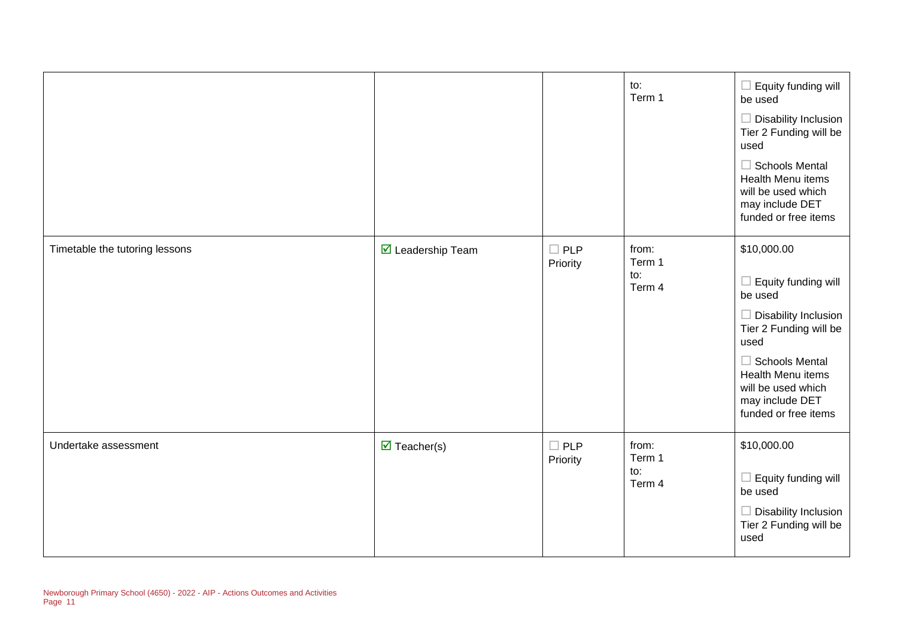| | | | | |
|---|---|---|---|---|
| | | | to:<br>Term 1 | ☐ Equity funding will be used<br>☐ Disability Inclusion Tier 2 Funding will be used<br>☐ Schools Mental Health Menu items will be used which may include DET funded or free items |
| Timetable the tutoring lessons | ☑ Leadership Team | ☐ PLP Priority | from:<br>Term 1<br>to:<br>Term 4 | $10,000.00<br>☐ Equity funding will be used<br>☐ Disability Inclusion Tier 2 Funding will be used<br>☐ Schools Mental Health Menu items will be used which may include DET funded or free items |
| Undertake assessment | ☑ Teacher(s) | ☐ PLP Priority | from:<br>Term 1<br>to:<br>Term 4 | $10,000.00<br>☐ Equity funding will be used<br>☐ Disability Inclusion Tier 2 Funding will be used |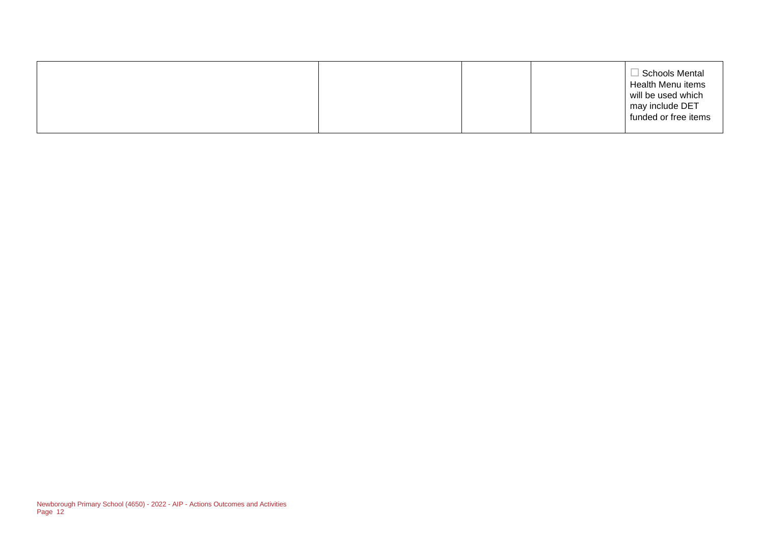|  |  |  |  |  |
|---|---|---|---|---|
|  |  |  |  | ☐ Schools Mental Health Menu items will be used which may include DET funded or free items |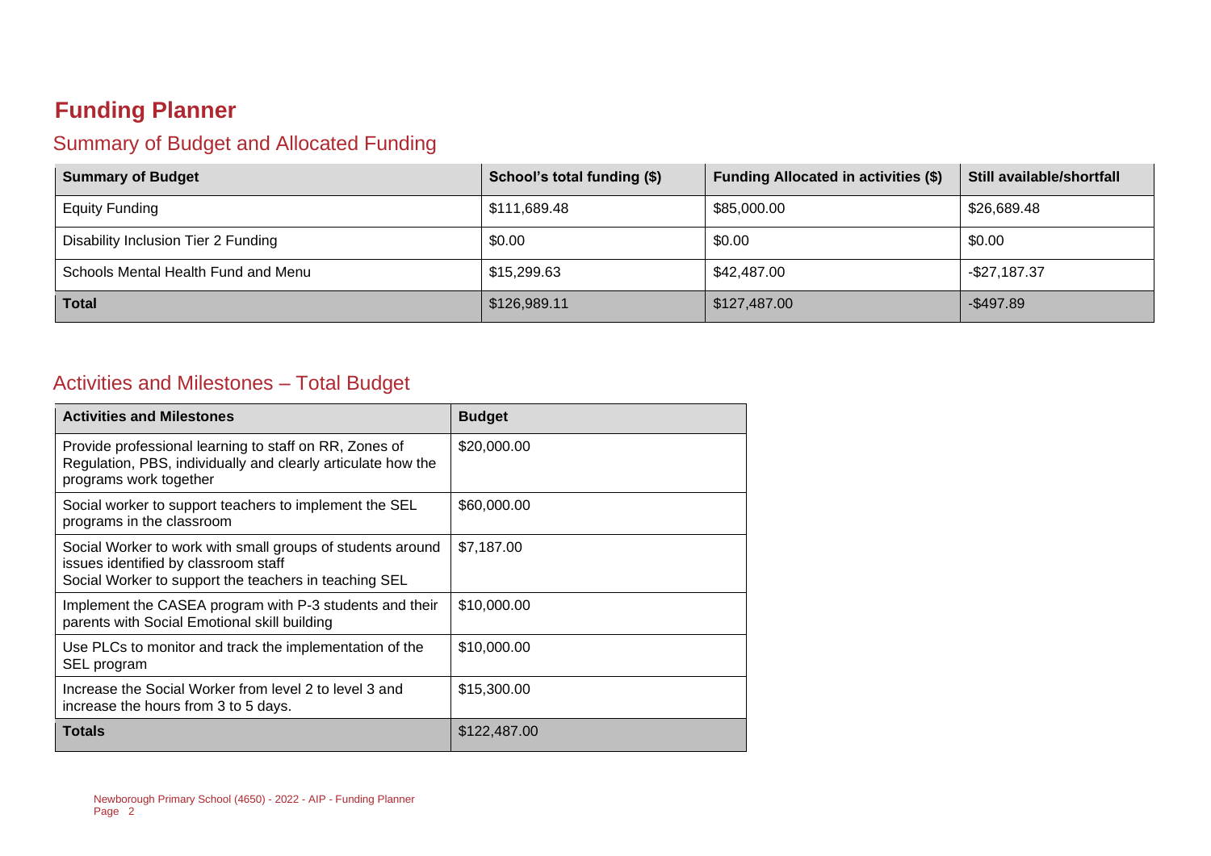# Funding Planner

## Summary of Budget and Allocated Funding

| Summary of Budget | School's total funding ($) | Funding Allocated in activities ($) | Still available/shortfall |
|---|---|---|---|
| Equity Funding | $111,689.48 | $85,000.00 | $26,689.48 |
| Disability Inclusion Tier 2 Funding | $0.00 | $0.00 | $0.00 |
| Schools Mental Health Fund and Menu | $15,299.63 | $42,487.00 | -$27,187.37 |
| **Total** | $126,989.11 | $127,487.00 | -$497.89 |

## Activities and Milestones – Total Budget

| Activities and Milestones | Budget |
|---|---|
| Provide professional learning to staff on RR, Zones of Regulation, PBS, individually and clearly articulate how the programs work together | $20,000.00 |
| Social worker to support teachers to implement the SEL programs in the classroom | $60,000.00 |
| Social Worker to work with small groups of students around issues identified by classroom staff<br>Social Worker to support the teachers in teaching SEL | $7,187.00 |
| Implement the CASEA program with P-3 students and their parents with Social Emotional skill building | $10,000.00 |
| Use PLCs to monitor and track the implementation of the SEL program | $10,000.00 |
| Increase the Social Worker from level 2 to level 3 and increase the hours from 3 to 5 days. | $15,300.00 |
| **Totals** | $122,487.00 |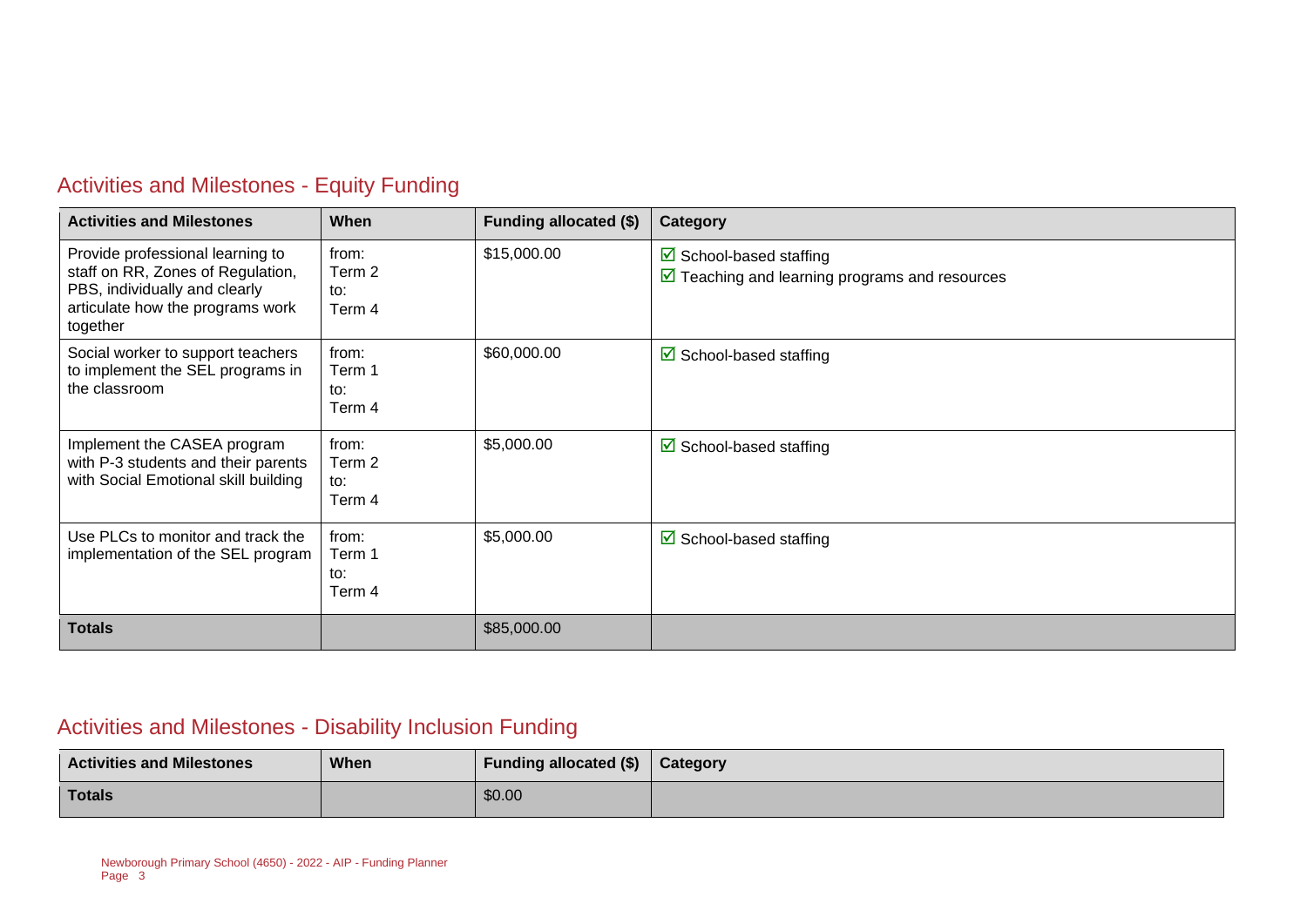## Activities and Milestones - Equity Funding

| Activities and Milestones | When | Funding allocated ($) | Category |
| --- | --- | --- | --- |
| Provide professional learning to staff on RR, Zones of Regulation, PBS, individually and clearly articulate how the programs work together | from: Term 2 to: Term 4 | $15,000.00 | ☑ School-based staffing ☑ Teaching and learning programs and resources |
| Social worker to support teachers to implement the SEL programs in the classroom | from: Term 1 to: Term 4 | $60,000.00 | ☑ School-based staffing |
| Implement the CASEA program with P-3 students and their parents with Social Emotional skill building | from: Term 2 to: Term 4 | $5,000.00 | ☑ School-based staffing |
| Use PLCs to monitor and track the implementation of the SEL program | from: Term 1 to: Term 4 | $5,000.00 | ☑ School-based staffing |
| **Totals** | | $85,000.00 | |

## Activities and Milestones - Disability Inclusion Funding

| Activities and Milestones | When | Funding allocated ($) | Category |
| --- | --- | --- | --- |
| **Totals** | | $0.00 | |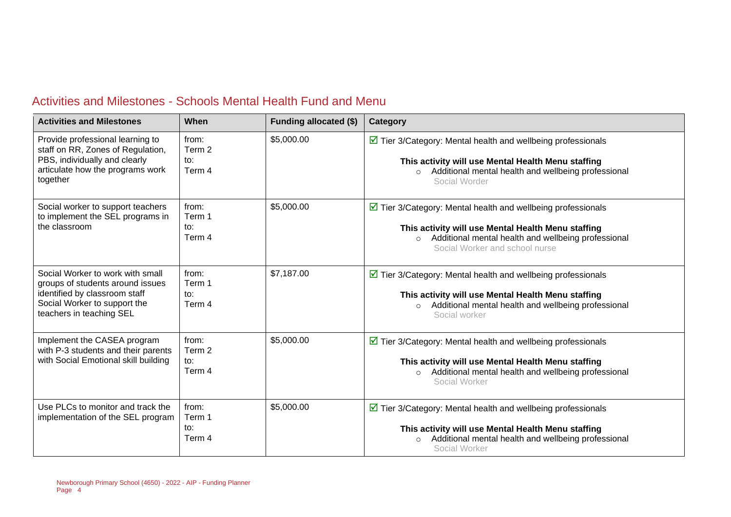## Activities and Milestones - Schools Mental Health Fund and Menu

| Activities and Milestones | When | Funding allocated ($) | Category |
|---|---|---|---|
| Provide professional learning to staff on RR, Zones of Regulation, PBS, individually and clearly articulate how the programs work together | from: Term 2 to: Term 4 | $5,000.00 | ☑ Tier 3/Category: Mental health and wellbeing professionals<br><br>**This activity will use Mental Health Menu staffing**<br>○ Additional mental health and wellbeing professional<br>Social Worder |
| Social worker to support teachers to implement the SEL programs in the classroom | from: Term 1 to: Term 4 | $5,000.00 | ☑ Tier 3/Category: Mental health and wellbeing professionals<br><br>**This activity will use Mental Health Menu staffing**<br>○ Additional mental health and wellbeing professional<br>Social Worker and school nurse |
| Social Worker to work with small groups of students around issues identified by classroom staff Social Worker to support the teachers in teaching SEL | from: Term 1 to: Term 4 | $7,187.00 | ☑ Tier 3/Category: Mental health and wellbeing professionals<br><br>**This activity will use Mental Health Menu staffing**<br>○ Additional mental health and wellbeing professional<br>Social worker |
| Implement the CASEA program with P-3 students and their parents with Social Emotional skill building | from: Term 2 to: Term 4 | $5,000.00 | ☑ Tier 3/Category: Mental health and wellbeing professionals<br><br>**This activity will use Mental Health Menu staffing**<br>○ Additional mental health and wellbeing professional<br>Social Worker |
| Use PLCs to monitor and track the implementation of the SEL program | from: Term 1 to: Term 4 | $5,000.00 | ☑ Tier 3/Category: Mental health and wellbeing professionals<br><br>**This activity will use Mental Health Menu staffing**<br>○ Additional mental health and wellbeing professional<br>Social Worker |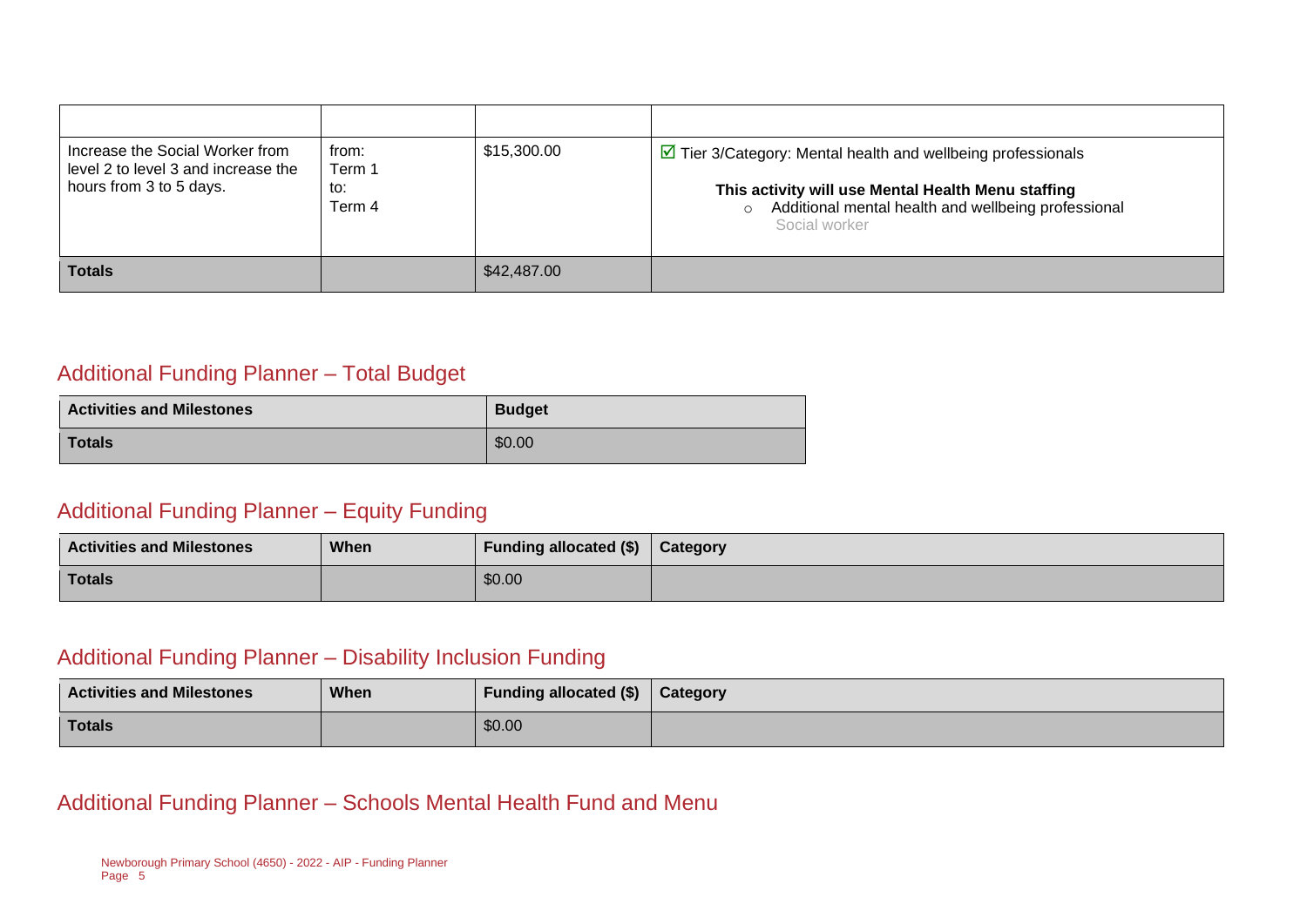| | | | |
|---|---|---|---|
| Increase the Social Worker from level 2 to level 3 and increase the hours from 3 to 5 days. | from: Term 1 to: Term 4 | $15,300.00 | ☑ Tier 3/Category: Mental health and wellbeing professionals<br><br>**This activity will use Mental Health Menu staffing**<br>○ Additional mental health and wellbeing professional<br>Social worker |
| **Totals** | | $42,487.00 | |

## Additional Funding Planner – Total Budget

| Activities and Milestones | Budget |
|---|---|
| **Totals** | $0.00 |

## Additional Funding Planner – Equity Funding

| Activities and Milestones | When | Funding allocated ($) | Category |
|---|---|---|---|
| **Totals** | | $0.00 | |

## Additional Funding Planner – Disability Inclusion Funding

| Activities and Milestones | When | Funding allocated ($) | Category |
|---|---|---|---|
| **Totals** | | $0.00 | |

## Additional Funding Planner – Schools Mental Health Fund and Menu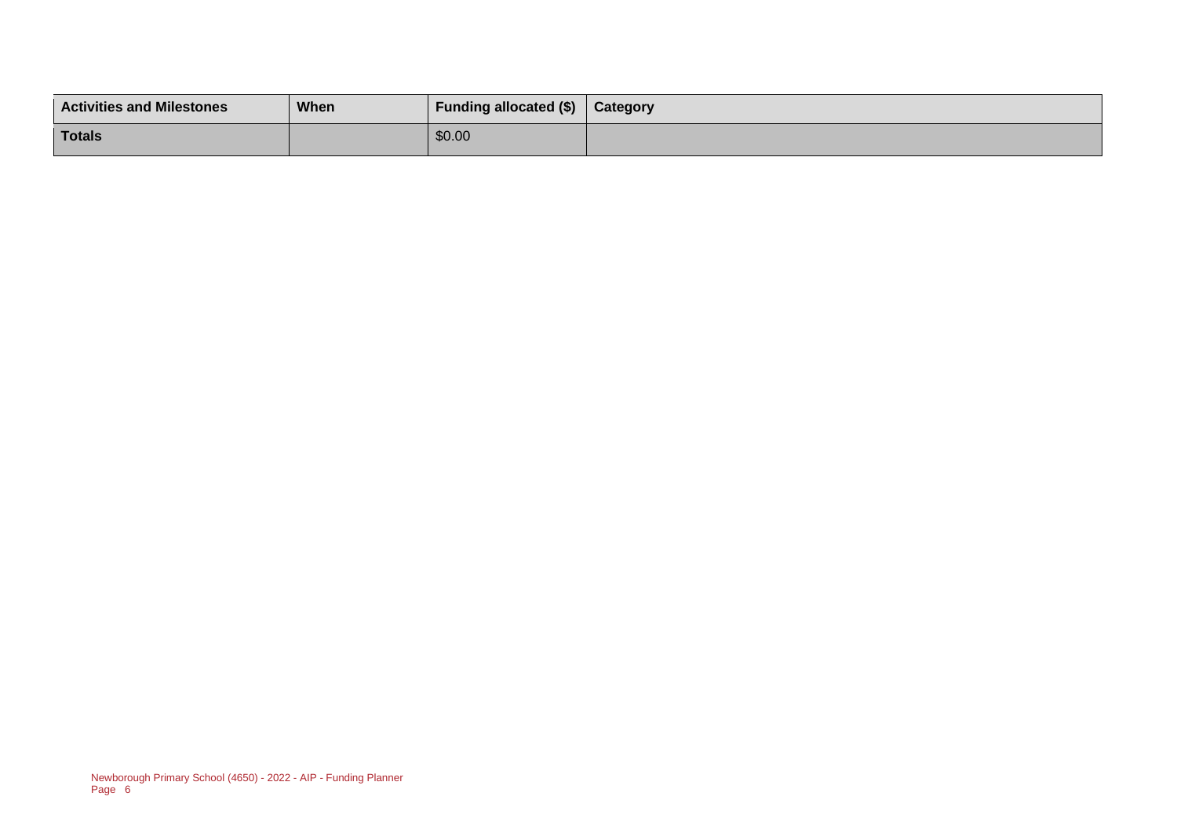| Activities and Milestones | When | Funding allocated ($) | Category |
|---|---|---|---|
| **Totals** | | $0.00 | |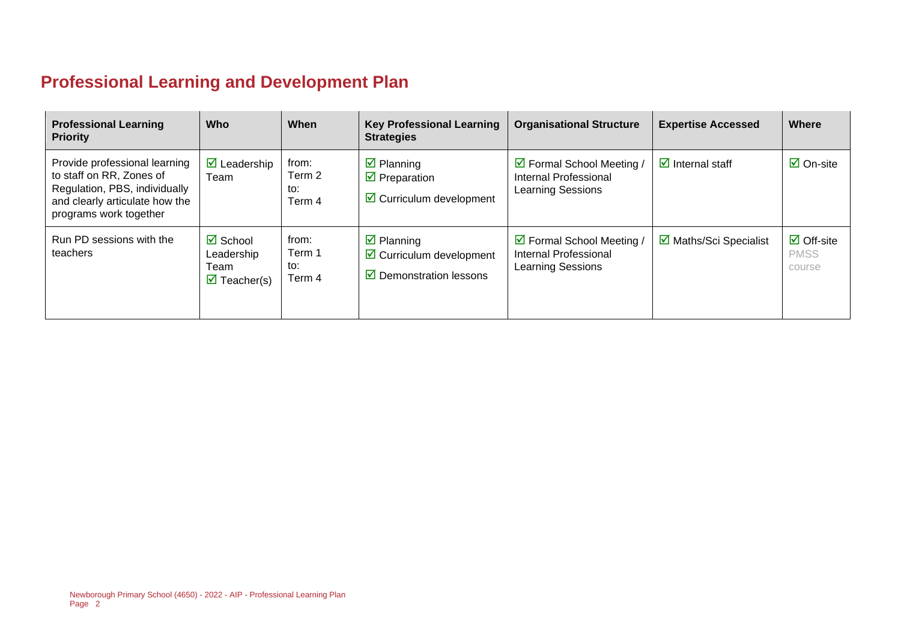## Professional Learning and Development Plan

| Professional Learning Priority | Who | When | Key Professional Learning Strategies | Organisational Structure | Expertise Accessed | Where |
|---|---|---|---|---|---|---|
| Provide professional learning to staff on RR, Zones of Regulation, PBS, individually and clearly articulate how the programs work together | ☑ Leadership Team | from: Term 2 to: Term 4 | ☑ Planning<br>☑ Preparation<br>☑ Curriculum development | ☑ Formal School Meeting / Internal Professional Learning Sessions | ☑ Internal staff | ☑ On-site |
| Run PD sessions with the teachers | ☑ School Leadership Team<br>☑ Teacher(s) | from: Term 1 to: Term 4 | ☑ Planning<br>☑ Curriculum development<br>☑ Demonstration lessons | ☑ Formal School Meeting / Internal Professional Learning Sessions | ☑ Maths/Sci Specialist | ☑ Off-site PMSS course |